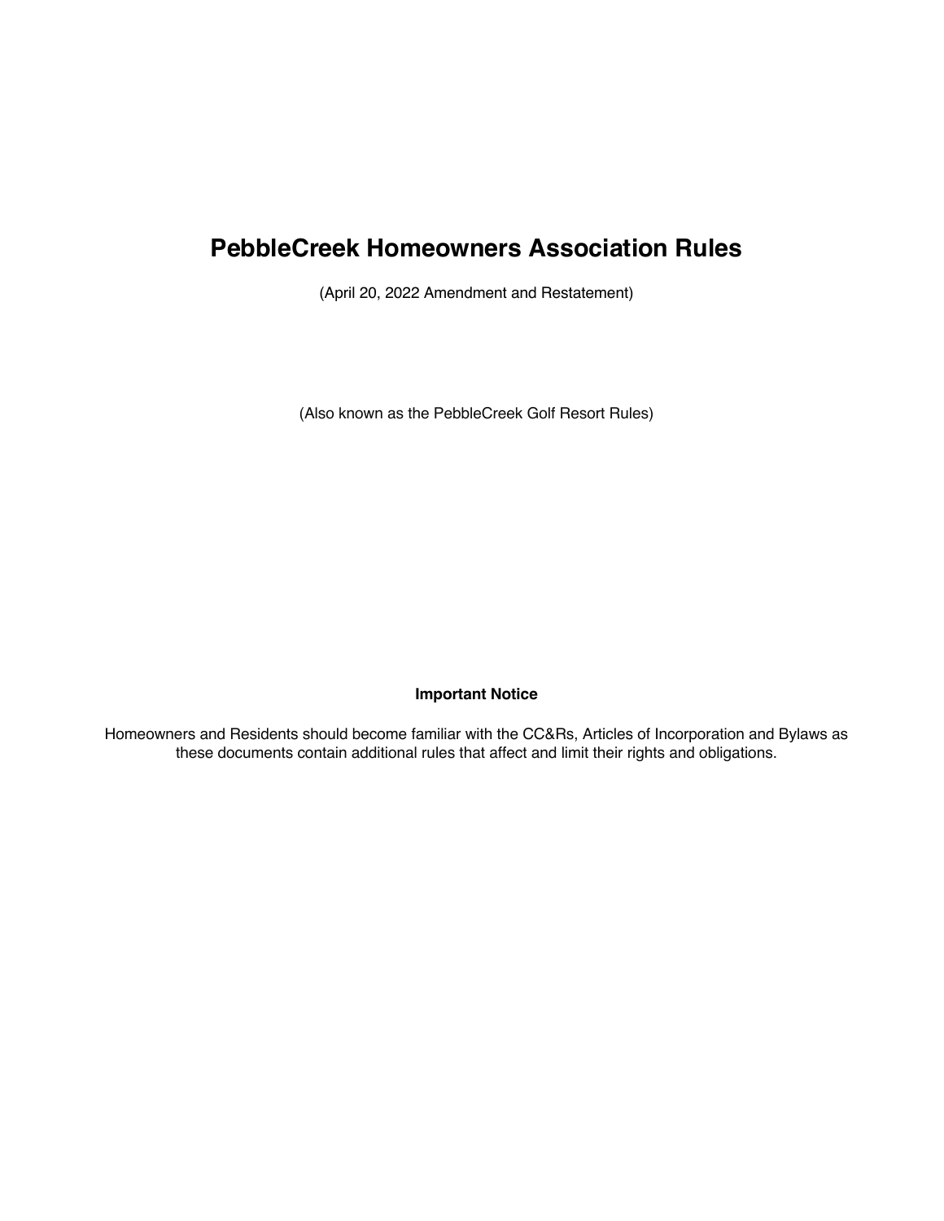# PebbleCreek Homeowners Association Rules

(April 20, 2022 Amendment and Restatement)

(Also known as the PebbleCreek Golf Resort Rules)

**Important Notice**

Homeowners and Residents should become familiar with the CC&Rs, Articles of Incorporation and Bylaws as these documents contain additional rules that affect and limit their rights and obligations.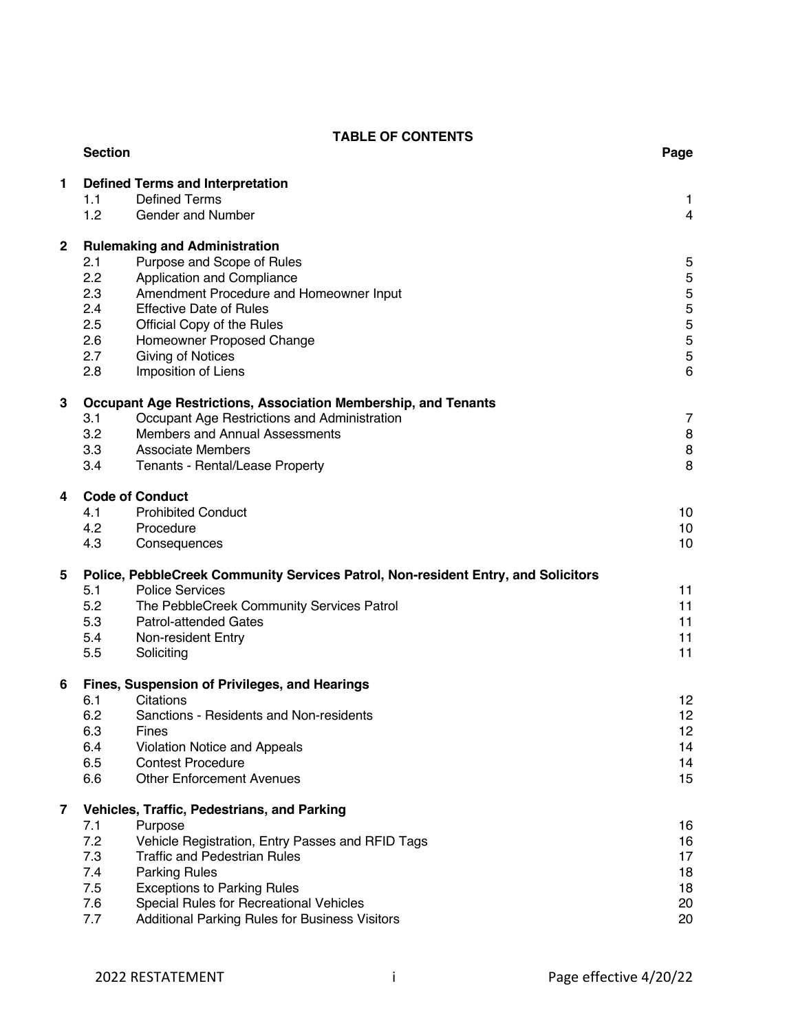## TABLE OF CONTENTS

| Section | | Page |
|---|---|---|
| **1** | **Defined Terms and Interpretation** | |
| 1.1 | Defined Terms | 1 |
| 1.2 | Gender and Number | 4 |
| **2** | **Rulemaking and Administration** | |
| 2.1 | Purpose and Scope of Rules | 5 |
| 2.2 | Application and Compliance | 5 |
| 2.3 | Amendment Procedure and Homeowner Input | 5 |
| 2.4 | Effective Date of Rules | 5 |
| 2.5 | Official Copy of the Rules | 5 |
| 2.6 | Homeowner Proposed Change | 5 |
| 2.7 | Giving of Notices | 5 |
| 2.8 | Imposition of Liens | 6 |
| **3** | **Occupant Age Restrictions, Association Membership, and Tenants** | |
| 3.1 | Occupant Age Restrictions and Administration | 7 |
| 3.2 | Members and Annual Assessments | 8 |
| 3.3 | Associate Members | 8 |
| 3.4 | Tenants - Rental/Lease Property | 8 |
| **4** | **Code of Conduct** | |
| 4.1 | Prohibited Conduct | 10 |
| 4.2 | Procedure | 10 |
| 4.3 | Consequences | 10 |
| **5** | **Police, PebbleCreek Community Services Patrol, Non-resident Entry, and Solicitors** | |
| 5.1 | Police Services | 11 |
| 5.2 | The PebbleCreek Community Services Patrol | 11 |
| 5.3 | Patrol-attended Gates | 11 |
| 5.4 | Non-resident Entry | 11 |
| 5.5 | Soliciting | 11 |
| **6** | **Fines, Suspension of Privileges, and Hearings** | |
| 6.1 | Citations | 12 |
| 6.2 | Sanctions - Residents and Non-residents | 12 |
| 6.3 | Fines | 12 |
| 6.4 | Violation Notice and Appeals | 14 |
| 6.5 | Contest Procedure | 14 |
| 6.6 | Other Enforcement Avenues | 15 |
| **7** | **Vehicles, Traffic, Pedestrians, and Parking** | |
| 7.1 | Purpose | 16 |
| 7.2 | Vehicle Registration, Entry Passes and RFID Tags | 16 |
| 7.3 | Traffic and Pedestrian Rules | 17 |
| 7.4 | Parking Rules | 18 |
| 7.5 | Exceptions to Parking Rules | 18 |
| 7.6 | Special Rules for Recreational Vehicles | 20 |
| 7.7 | Additional Parking Rules for Business Visitors | 20 |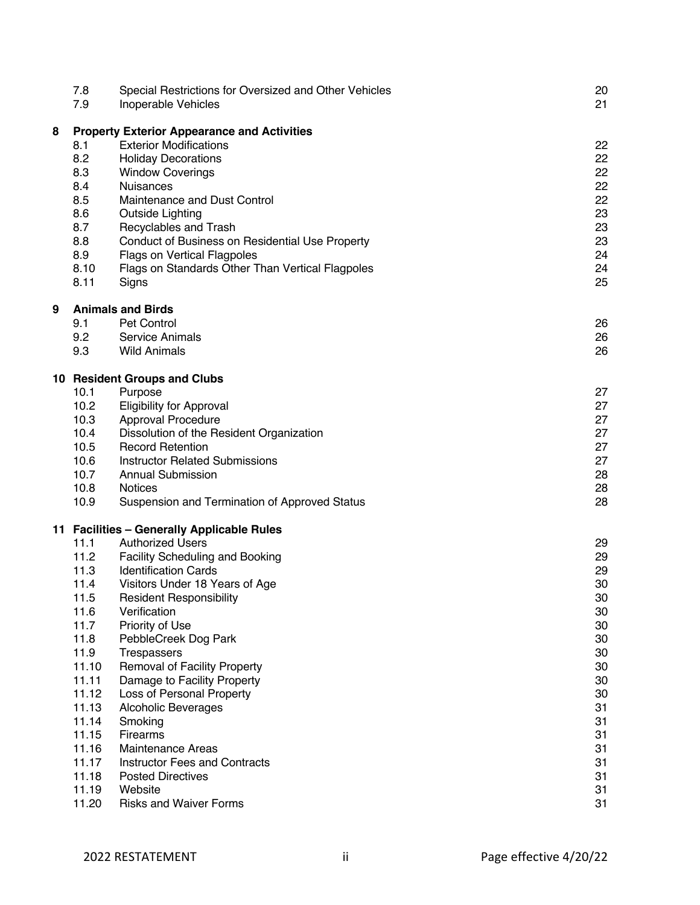| | | |
|---|---|---|
| 7.8 | Special Restrictions for Oversized and Other Vehicles | 20 |
| 7.9 | Inoperable Vehicles | 21 |
| **8** | **Property Exterior Appearance and Activities** | |
| 8.1 | Exterior Modifications | 22 |
| 8.2 | Holiday Decorations | 22 |
| 8.3 | Window Coverings | 22 |
| 8.4 | Nuisances | 22 |
| 8.5 | Maintenance and Dust Control | 22 |
| 8.6 | Outside Lighting | 23 |
| 8.7 | Recyclables and Trash | 23 |
| 8.8 | Conduct of Business on Residential Use Property | 23 |
| 8.9 | Flags on Vertical Flagpoles | 24 |
| 8.10 | Flags on Standards Other Than Vertical Flagpoles | 24 |
| 8.11 | Signs | 25 |
| **9** | **Animals and Birds** | |
| 9.1 | Pet Control | 26 |
| 9.2 | Service Animals | 26 |
| 9.3 | Wild Animals | 26 |
| **10** | **Resident Groups and Clubs** | |
| 10.1 | Purpose | 27 |
| 10.2 | Eligibility for Approval | 27 |
| 10.3 | Approval Procedure | 27 |
| 10.4 | Dissolution of the Resident Organization | 27 |
| 10.5 | Record Retention | 27 |
| 10.6 | Instructor Related Submissions | 27 |
| 10.7 | Annual Submission | 28 |
| 10.8 | Notices | 28 |
| 10.9 | Suspension and Termination of Approved Status | 28 |
| **11** | **Facilities – Generally Applicable Rules** | |
| 11.1 | Authorized Users | 29 |
| 11.2 | Facility Scheduling and Booking | 29 |
| 11.3 | Identification Cards | 29 |
| 11.4 | Visitors Under 18 Years of Age | 30 |
| 11.5 | Resident Responsibility | 30 |
| 11.6 | Verification | 30 |
| 11.7 | Priority of Use | 30 |
| 11.8 | PebbleCreek Dog Park | 30 |
| 11.9 | Trespassers | 30 |
| 11.10 | Removal of Facility Property | 30 |
| 11.11 | Damage to Facility Property | 30 |
| 11.12 | Loss of Personal Property | 30 |
| 11.13 | Alcoholic Beverages | 31 |
| 11.14 | Smoking | 31 |
| 11.15 | Firearms | 31 |
| 11.16 | Maintenance Areas | 31 |
| 11.17 | Instructor Fees and Contracts | 31 |
| 11.18 | Posted Directives | 31 |
| 11.19 | Website | 31 |
| 11.20 | Risks and Waiver Forms | 31 |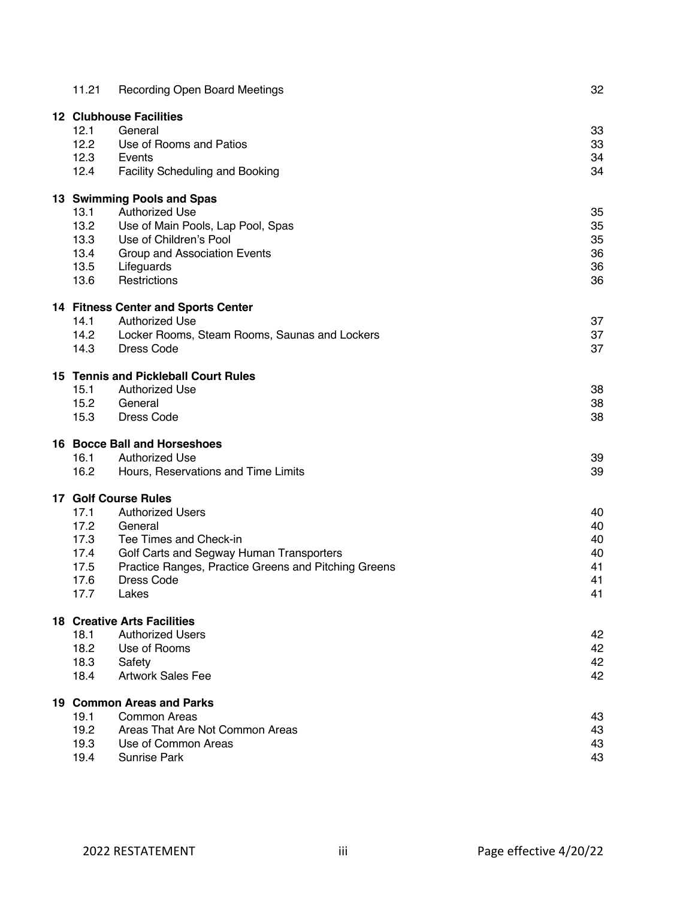| | | |
|---|---|---|
| 11.21 | Recording Open Board Meetings | 32 |
| **12 Clubhouse Facilities** | | |
| 12.1 | General | 33 |
| 12.2 | Use of Rooms and Patios | 33 |
| 12.3 | Events | 34 |
| 12.4 | Facility Scheduling and Booking | 34 |
| **13 Swimming Pools and Spas** | | |
| 13.1 | Authorized Use | 35 |
| 13.2 | Use of Main Pools, Lap Pool, Spas | 35 |
| 13.3 | Use of Children's Pool | 35 |
| 13.4 | Group and Association Events | 36 |
| 13.5 | Lifeguards | 36 |
| 13.6 | Restrictions | 36 |
| **14 Fitness Center and Sports Center** | | |
| 14.1 | Authorized Use | 37 |
| 14.2 | Locker Rooms, Steam Rooms, Saunas and Lockers | 37 |
| 14.3 | Dress Code | 37 |
| **15 Tennis and Pickleball Court Rules** | | |
| 15.1 | Authorized Use | 38 |
| 15.2 | General | 38 |
| 15.3 | Dress Code | 38 |
| **16 Bocce Ball and Horseshoes** | | |
| 16.1 | Authorized Use | 39 |
| 16.2 | Hours, Reservations and Time Limits | 39 |
| **17 Golf Course Rules** | | |
| 17.1 | Authorized Users | 40 |
| 17.2 | General | 40 |
| 17.3 | Tee Times and Check-in | 40 |
| 17.4 | Golf Carts and Segway Human Transporters | 40 |
| 17.5 | Practice Ranges, Practice Greens and Pitching Greens | 41 |
| 17.6 | Dress Code | 41 |
| 17.7 | Lakes | 41 |
| **18 Creative Arts Facilities** | | |
| 18.1 | Authorized Users | 42 |
| 18.2 | Use of Rooms | 42 |
| 18.3 | Safety | 42 |
| 18.4 | Artwork Sales Fee | 42 |
| **19 Common Areas and Parks** | | |
| 19.1 | Common Areas | 43 |
| 19.2 | Areas That Are Not Common Areas | 43 |
| 19.3 | Use of Common Areas | 43 |
| 19.4 | Sunrise Park | 43 |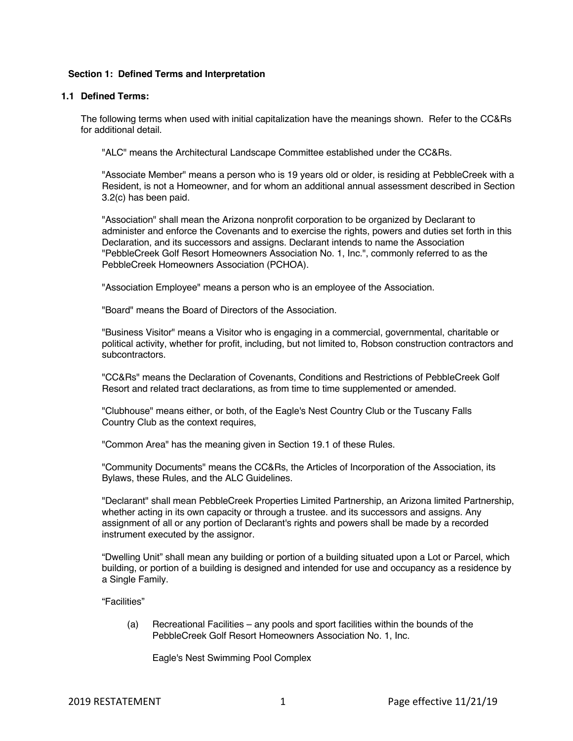### Section 1: Defined Terms and Interpretation

#### 1.1 Defined Terms:

The following terms when used with initial capitalization have the meanings shown. Refer to the CC&Rs for additional detail.

"ALC" means the Architectural Landscape Committee established under the CC&Rs.

"Associate Member" means a person who is 19 years old or older, is residing at PebbleCreek with a Resident, is not a Homeowner, and for whom an additional annual assessment described in Section 3.2(c) has been paid.

"Association" shall mean the Arizona nonprofit corporation to be organized by Declarant to administer and enforce the Covenants and to exercise the rights, powers and duties set forth in this Declaration, and its successors and assigns. Declarant intends to name the Association "PebbleCreek Golf Resort Homeowners Association No. 1, Inc.", commonly referred to as the PebbleCreek Homeowners Association (PCHOA).

"Association Employee" means a person who is an employee of the Association.

"Board" means the Board of Directors of the Association.

"Business Visitor" means a Visitor who is engaging in a commercial, governmental, charitable or political activity, whether for profit, including, but not limited to, Robson construction contractors and subcontractors.

"CC&Rs" means the Declaration of Covenants, Conditions and Restrictions of PebbleCreek Golf Resort and related tract declarations, as from time to time supplemented or amended.

"Clubhouse" means either, or both, of the Eagle's Nest Country Club or the Tuscany Falls Country Club as the context requires,

"Common Area" has the meaning given in Section 19.1 of these Rules.

"Community Documents" means the CC&Rs, the Articles of Incorporation of the Association, its Bylaws, these Rules, and the ALC Guidelines.

"Declarant" shall mean PebbleCreek Properties Limited Partnership, an Arizona limited Partnership, whether acting in its own capacity or through a trustee. and its successors and assigns. Any assignment of all or any portion of Declarant's rights and powers shall be made by a recorded instrument executed by the assignor.

"Dwelling Unit" shall mean any building or portion of a building situated upon a Lot or Parcel, which building, or portion of a building is designed and intended for use and occupancy as a residence by a Single Family.

"Facilities"

(a) Recreational Facilities – any pools and sport facilities within the bounds of the PebbleCreek Golf Resort Homeowners Association No. 1, Inc.

Eagle's Nest Swimming Pool Complex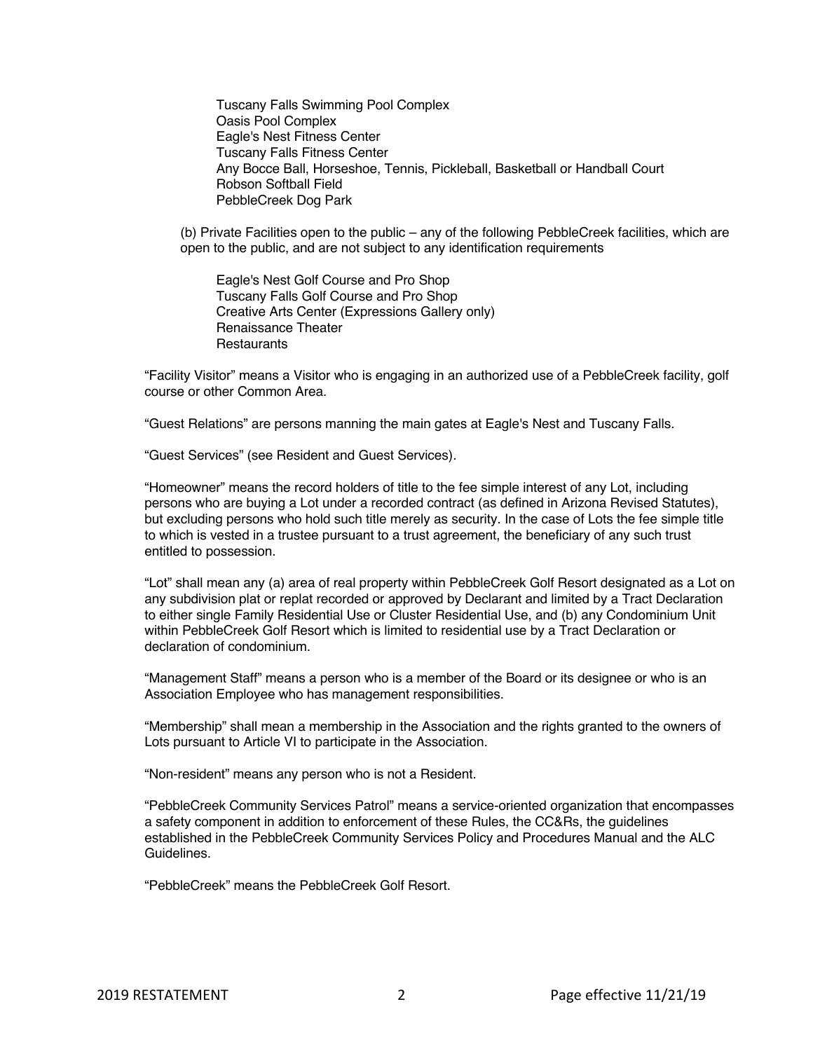Tuscany Falls Swimming Pool Complex
Oasis Pool Complex
Eagle's Nest Fitness Center
Tuscany Falls Fitness Center
Any Bocce Ball, Horseshoe, Tennis, Pickleball, Basketball or Handball Court
Robson Softball Field
PebbleCreek Dog Park

(b) Private Facilities open to the public – any of the following PebbleCreek facilities, which are open to the public, and are not subject to any identification requirements

Eagle's Nest Golf Course and Pro Shop
Tuscany Falls Golf Course and Pro Shop
Creative Arts Center (Expressions Gallery only)
Renaissance Theater
Restaurants

"Facility Visitor" means a Visitor who is engaging in an authorized use of a PebbleCreek facility, golf course or other Common Area.

"Guest Relations" are persons manning the main gates at Eagle's Nest and Tuscany Falls.

"Guest Services" (see Resident and Guest Services).

"Homeowner" means the record holders of title to the fee simple interest of any Lot, including persons who are buying a Lot under a recorded contract (as defined in Arizona Revised Statutes), but excluding persons who hold such title merely as security. In the case of Lots the fee simple title to which is vested in a trustee pursuant to a trust agreement, the beneficiary of any such trust entitled to possession.

"Lot" shall mean any (a) area of real property within PebbleCreek Golf Resort designated as a Lot on any subdivision plat or replat recorded or approved by Declarant and limited by a Tract Declaration to either single Family Residential Use or Cluster Residential Use, and (b) any Condominium Unit within PebbleCreek Golf Resort which is limited to residential use by a Tract Declaration or declaration of condominium.

"Management Staff" means a person who is a member of the Board or its designee or who is an Association Employee who has management responsibilities.

"Membership" shall mean a membership in the Association and the rights granted to the owners of Lots pursuant to Article VI to participate in the Association.

"Non-resident" means any person who is not a Resident.

"PebbleCreek Community Services Patrol" means a service-oriented organization that encompasses a safety component in addition to enforcement of these Rules, the CC&Rs, the guidelines established in the PebbleCreek Community Services Policy and Procedures Manual and the ALC Guidelines.

"PebbleCreek" means the PebbleCreek Golf Resort.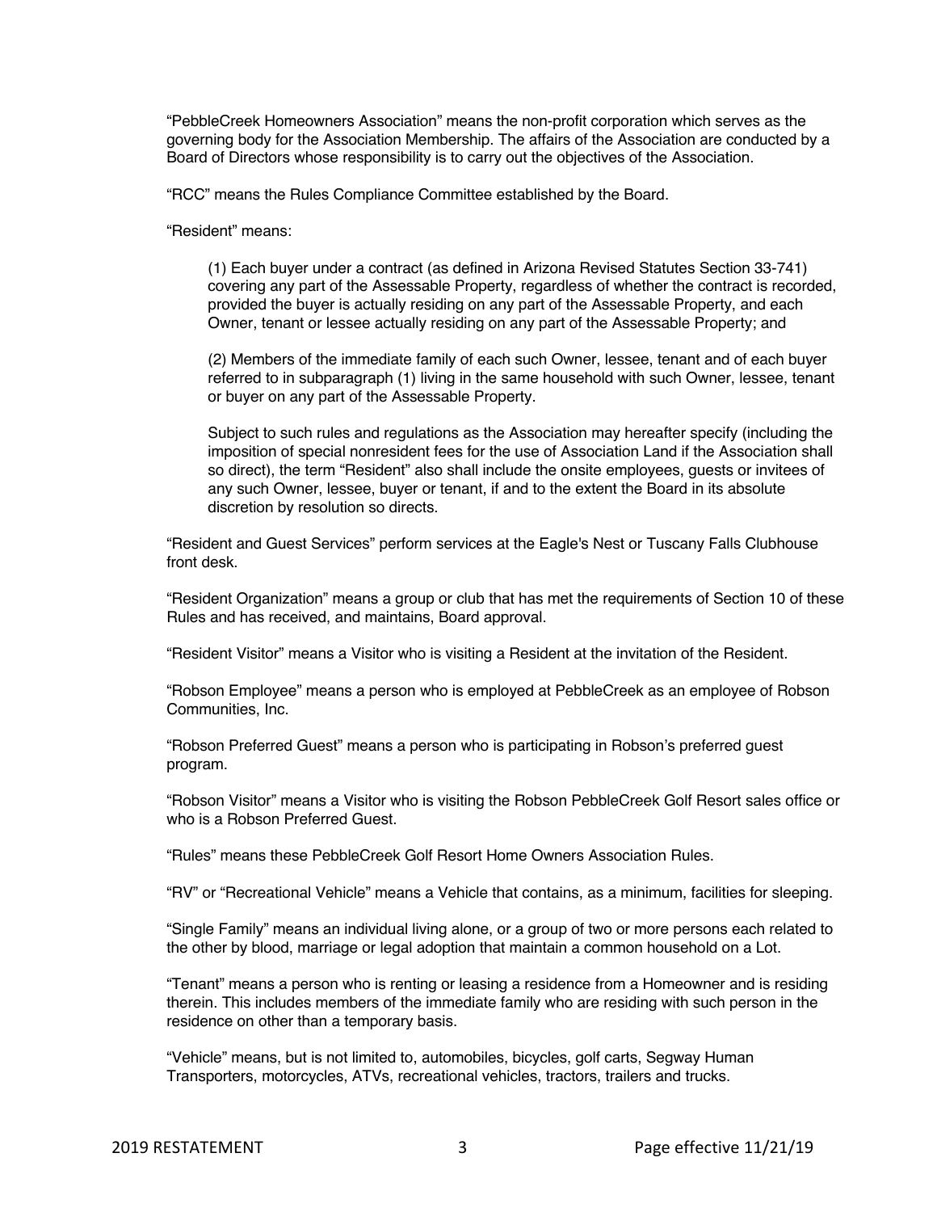"PebbleCreek Homeowners Association" means the non-profit corporation which serves as the governing body for the Association Membership. The affairs of the Association are conducted by a Board of Directors whose responsibility is to carry out the objectives of the Association.

"RCC" means the Rules Compliance Committee established by the Board.

"Resident" means:

> (1) Each buyer under a contract (as defined in Arizona Revised Statutes Section 33-741) covering any part of the Assessable Property, regardless of whether the contract is recorded, provided the buyer is actually residing on any part of the Assessable Property, and each Owner, tenant or lessee actually residing on any part of the Assessable Property; and
>
> (2) Members of the immediate family of each such Owner, lessee, tenant and of each buyer referred to in subparagraph (1) living in the same household with such Owner, lessee, tenant or buyer on any part of the Assessable Property.
>
> Subject to such rules and regulations as the Association may hereafter specify (including the imposition of special nonresident fees for the use of Association Land if the Association shall so direct), the term "Resident" also shall include the onsite employees, guests or invitees of any such Owner, lessee, buyer or tenant, if and to the extent the Board in its absolute discretion by resolution so directs.

"Resident and Guest Services" perform services at the Eagle's Nest or Tuscany Falls Clubhouse front desk.

"Resident Organization" means a group or club that has met the requirements of Section 10 of these Rules and has received, and maintains, Board approval.

"Resident Visitor" means a Visitor who is visiting a Resident at the invitation of the Resident.

"Robson Employee" means a person who is employed at PebbleCreek as an employee of Robson Communities, Inc.

"Robson Preferred Guest" means a person who is participating in Robson's preferred guest program.

"Robson Visitor" means a Visitor who is visiting the Robson PebbleCreek Golf Resort sales office or who is a Robson Preferred Guest.

"Rules" means these PebbleCreek Golf Resort Home Owners Association Rules.

"RV" or "Recreational Vehicle" means a Vehicle that contains, as a minimum, facilities for sleeping.

"Single Family" means an individual living alone, or a group of two or more persons each related to the other by blood, marriage or legal adoption that maintain a common household on a Lot.

"Tenant" means a person who is renting or leasing a residence from a Homeowner and is residing therein. This includes members of the immediate family who are residing with such person in the residence on other than a temporary basis.

"Vehicle" means, but is not limited to, automobiles, bicycles, golf carts, Segway Human Transporters, motorcycles, ATVs, recreational vehicles, tractors, trailers and trucks.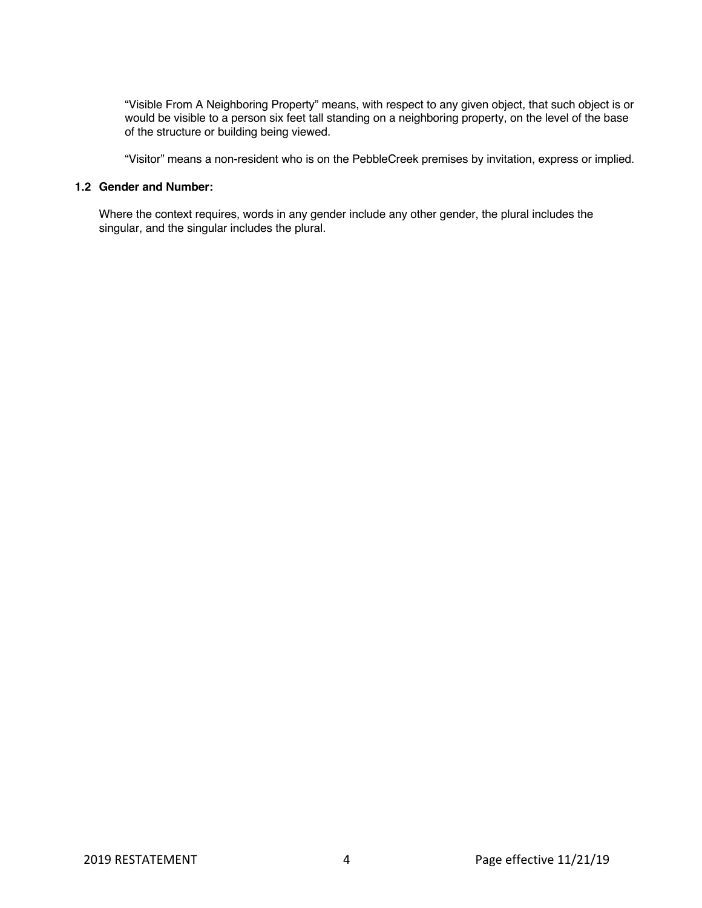"Visible From A Neighboring Property" means, with respect to any given object, that such object is or would be visible to a person six feet tall standing on a neighboring property, on the level of the base of the structure or building being viewed.

"Visitor" means a non-resident who is on the PebbleCreek premises by invitation, express or implied.

### 1.2 Gender and Number:

Where the context requires, words in any gender include any other gender, the plural includes the singular, and the singular includes the plural.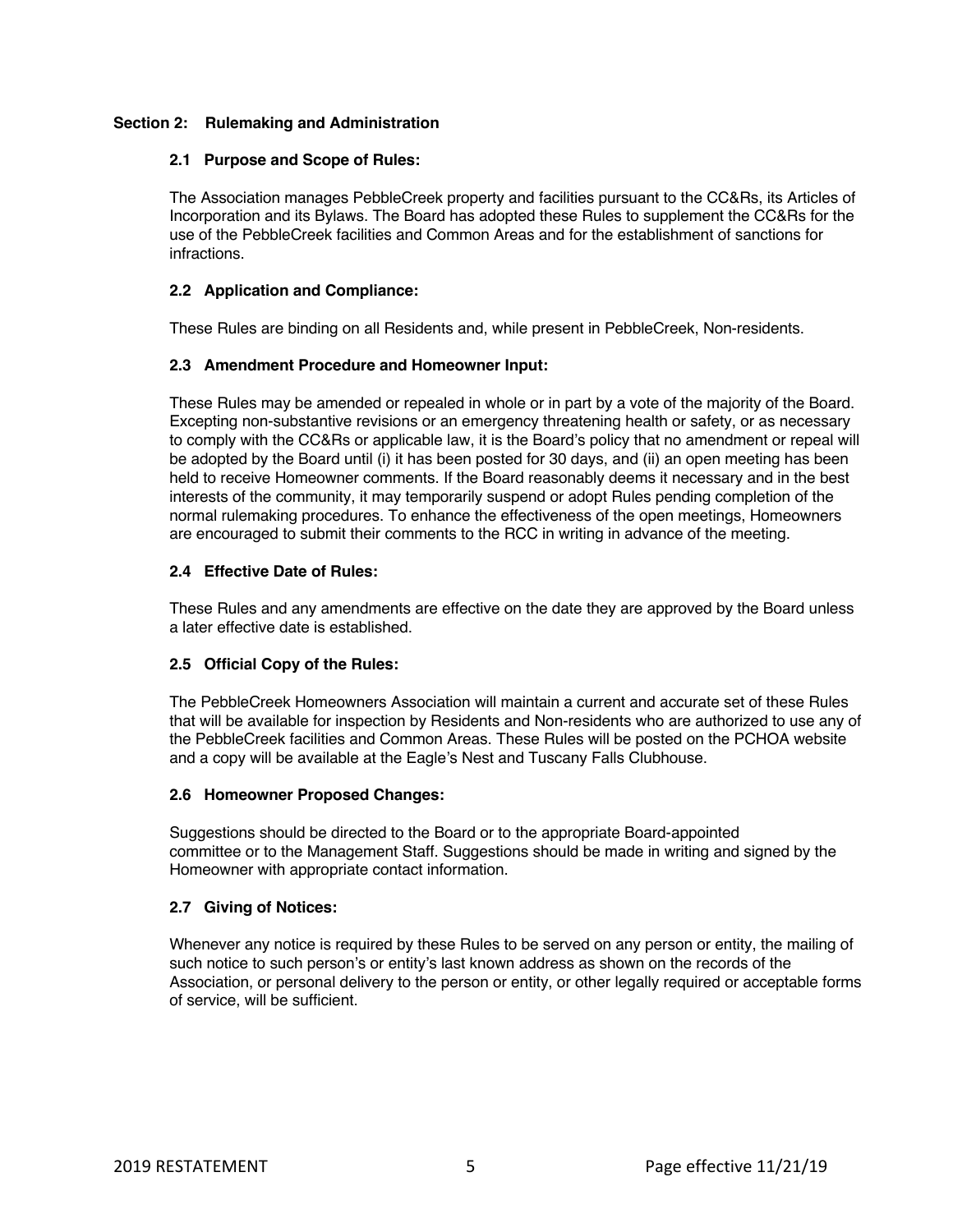## Section 2: Rulemaking and Administration

### 2.1 Purpose and Scope of Rules:

The Association manages PebbleCreek property and facilities pursuant to the CC&Rs, its Articles of Incorporation and its Bylaws. The Board has adopted these Rules to supplement the CC&Rs for the use of the PebbleCreek facilities and Common Areas and for the establishment of sanctions for infractions.

### 2.2 Application and Compliance:

These Rules are binding on all Residents and, while present in PebbleCreek, Non-residents.

### 2.3 Amendment Procedure and Homeowner Input:

These Rules may be amended or repealed in whole or in part by a vote of the majority of the Board. Excepting non-substantive revisions or an emergency threatening health or safety, or as necessary to comply with the CC&Rs or applicable law, it is the Board's policy that no amendment or repeal will be adopted by the Board until (i) it has been posted for 30 days, and (ii) an open meeting has been held to receive Homeowner comments. If the Board reasonably deems it necessary and in the best interests of the community, it may temporarily suspend or adopt Rules pending completion of the normal rulemaking procedures. To enhance the effectiveness of the open meetings, Homeowners are encouraged to submit their comments to the RCC in writing in advance of the meeting.

### 2.4 Effective Date of Rules:

These Rules and any amendments are effective on the date they are approved by the Board unless a later effective date is established.

### 2.5 Official Copy of the Rules:

The PebbleCreek Homeowners Association will maintain a current and accurate set of these Rules that will be available for inspection by Residents and Non-residents who are authorized to use any of the PebbleCreek facilities and Common Areas. These Rules will be posted on the PCHOA website and a copy will be available at the Eagle's Nest and Tuscany Falls Clubhouse.

### 2.6 Homeowner Proposed Changes:

Suggestions should be directed to the Board or to the appropriate Board-appointed committee or to the Management Staff. Suggestions should be made in writing and signed by the Homeowner with appropriate contact information.

### 2.7 Giving of Notices:

Whenever any notice is required by these Rules to be served on any person or entity, the mailing of such notice to such person's or entity's last known address as shown on the records of the Association, or personal delivery to the person or entity, or other legally required or acceptable forms of service, will be sufficient.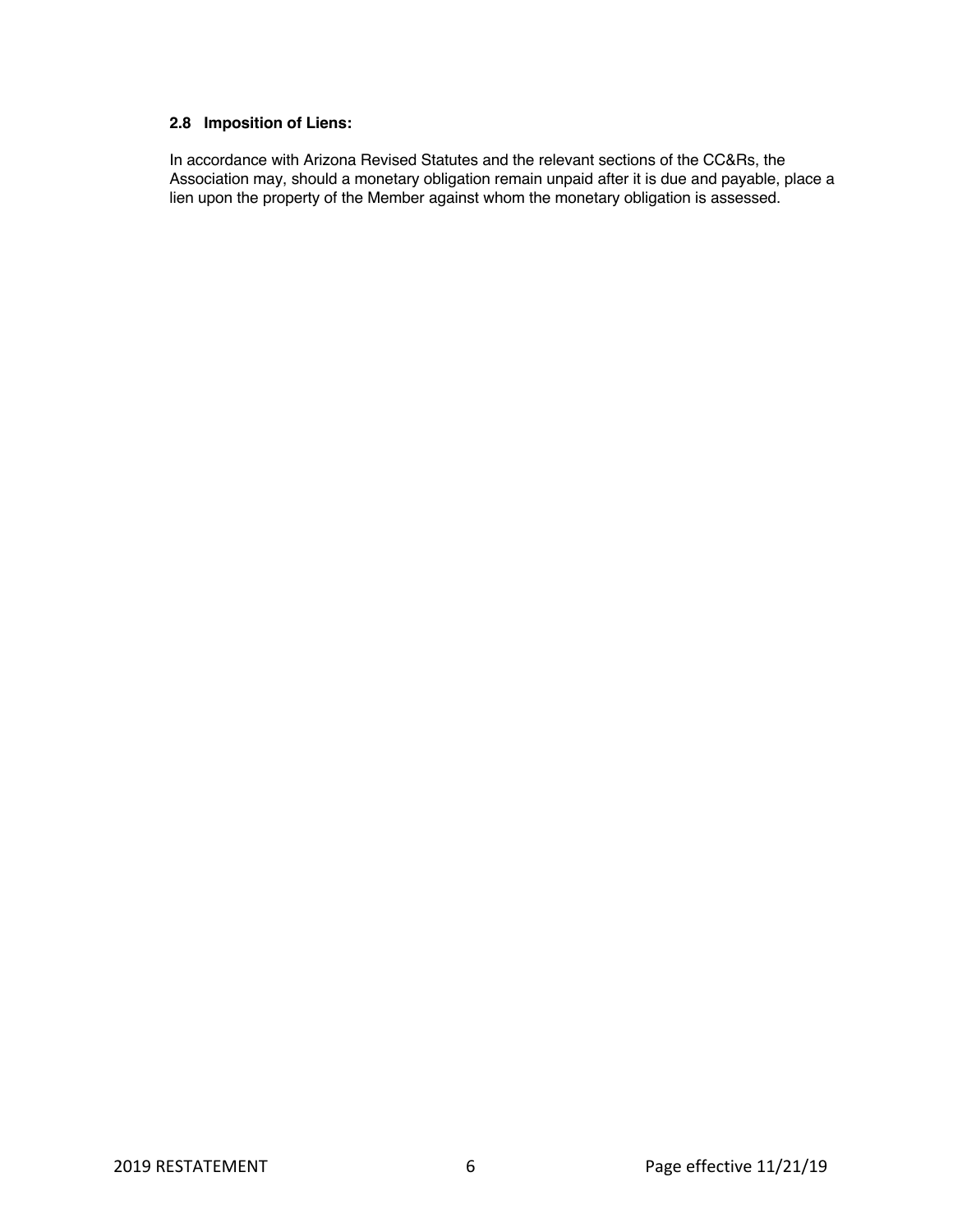### 2.8 Imposition of Liens:

In accordance with Arizona Revised Statutes and the relevant sections of the CC&Rs, the Association may, should a monetary obligation remain unpaid after it is due and payable, place a lien upon the property of the Member against whom the monetary obligation is assessed.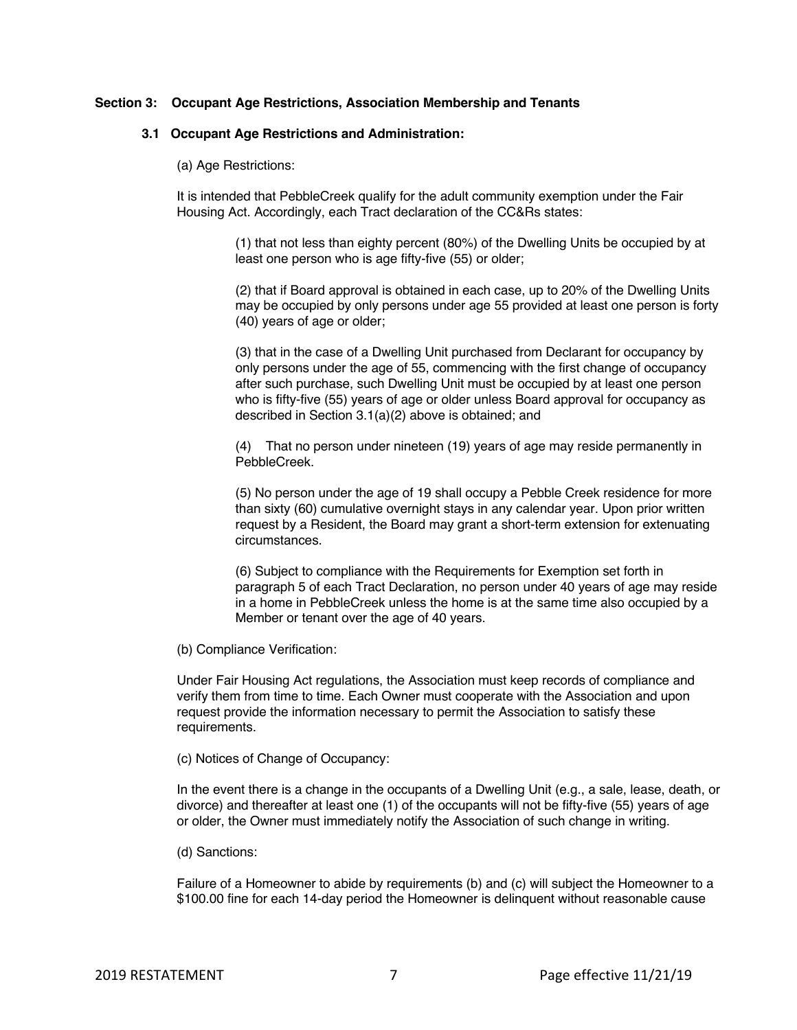**Section 3: Occupant Age Restrictions, Association Membership and Tenants**

**3.1 Occupant Age Restrictions and Administration:**

(a) Age Restrictions:

It is intended that PebbleCreek qualify for the adult community exemption under the Fair Housing Act. Accordingly, each Tract declaration of the CC&Rs states:

(1) that not less than eighty percent (80%) of the Dwelling Units be occupied by at least one person who is age fifty-five (55) or older;

(2) that if Board approval is obtained in each case, up to 20% of the Dwelling Units may be occupied by only persons under age 55 provided at least one person is forty (40) years of age or older;

(3) that in the case of a Dwelling Unit purchased from Declarant for occupancy by only persons under the age of 55, commencing with the first change of occupancy after such purchase, such Dwelling Unit must be occupied by at least one person who is fifty-five (55) years of age or older unless Board approval for occupancy as described in Section 3.1(a)(2) above is obtained; and

(4) That no person under nineteen (19) years of age may reside permanently in PebbleCreek.

(5) No person under the age of 19 shall occupy a Pebble Creek residence for more than sixty (60) cumulative overnight stays in any calendar year. Upon prior written request by a Resident, the Board may grant a short-term extension for extenuating circumstances.

(6) Subject to compliance with the Requirements for Exemption set forth in paragraph 5 of each Tract Declaration, no person under 40 years of age may reside in a home in PebbleCreek unless the home is at the same time also occupied by a Member or tenant over the age of 40 years.

(b) Compliance Verification:

Under Fair Housing Act regulations, the Association must keep records of compliance and verify them from time to time. Each Owner must cooperate with the Association and upon request provide the information necessary to permit the Association to satisfy these requirements.

(c) Notices of Change of Occupancy:

In the event there is a change in the occupants of a Dwelling Unit (e.g., a sale, lease, death, or divorce) and thereafter at least one (1) of the occupants will not be fifty-five (55) years of age or older, the Owner must immediately notify the Association of such change in writing.

(d) Sanctions:

Failure of a Homeowner to abide by requirements (b) and (c) will subject the Homeowner to a $100.00 fine for each 14-day period the Homeowner is delinquent without reasonable cause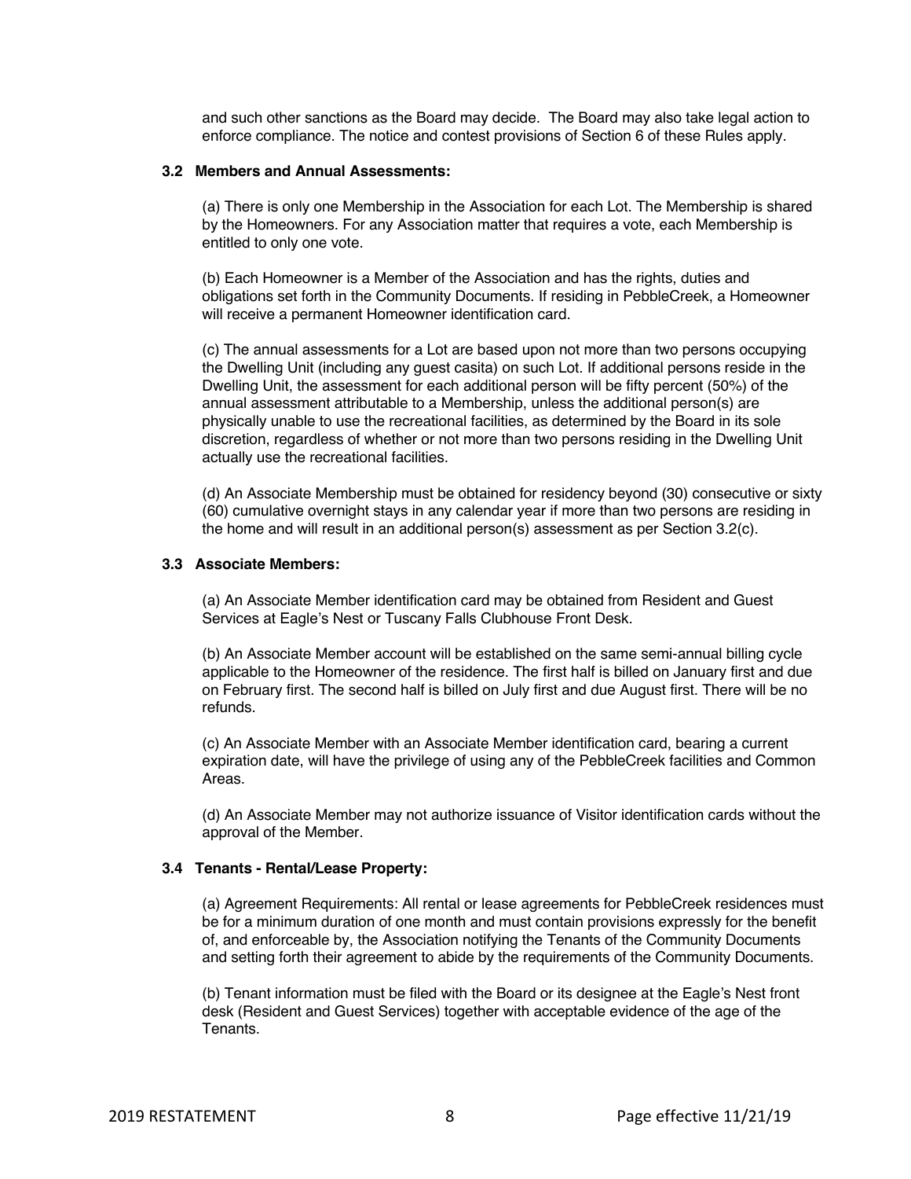and such other sanctions as the Board may decide. The Board may also take legal action to enforce compliance. The notice and contest provisions of Section 6 of these Rules apply.

### 3.2 Members and Annual Assessments:

(a) There is only one Membership in the Association for each Lot. The Membership is shared by the Homeowners. For any Association matter that requires a vote, each Membership is entitled to only one vote.

(b) Each Homeowner is a Member of the Association and has the rights, duties and obligations set forth in the Community Documents. If residing in PebbleCreek, a Homeowner will receive a permanent Homeowner identification card.

(c) The annual assessments for a Lot are based upon not more than two persons occupying the Dwelling Unit (including any guest casita) on such Lot. If additional persons reside in the Dwelling Unit, the assessment for each additional person will be fifty percent (50%) of the annual assessment attributable to a Membership, unless the additional person(s) are physically unable to use the recreational facilities, as determined by the Board in its sole discretion, regardless of whether or not more than two persons residing in the Dwelling Unit actually use the recreational facilities.

(d) An Associate Membership must be obtained for residency beyond (30) consecutive or sixty (60) cumulative overnight stays in any calendar year if more than two persons are residing in the home and will result in an additional person(s) assessment as per Section 3.2(c).

### 3.3 Associate Members:

(a) An Associate Member identification card may be obtained from Resident and Guest Services at Eagle's Nest or Tuscany Falls Clubhouse Front Desk.

(b) An Associate Member account will be established on the same semi-annual billing cycle applicable to the Homeowner of the residence. The first half is billed on January first and due on February first. The second half is billed on July first and due August first. There will be no refunds.

(c) An Associate Member with an Associate Member identification card, bearing a current expiration date, will have the privilege of using any of the PebbleCreek facilities and Common Areas.

(d) An Associate Member may not authorize issuance of Visitor identification cards without the approval of the Member.

### 3.4 Tenants - Rental/Lease Property:

(a) Agreement Requirements: All rental or lease agreements for PebbleCreek residences must be for a minimum duration of one month and must contain provisions expressly for the benefit of, and enforceable by, the Association notifying the Tenants of the Community Documents and setting forth their agreement to abide by the requirements of the Community Documents.

(b) Tenant information must be filed with the Board or its designee at the Eagle's Nest front desk (Resident and Guest Services) together with acceptable evidence of the age of the Tenants.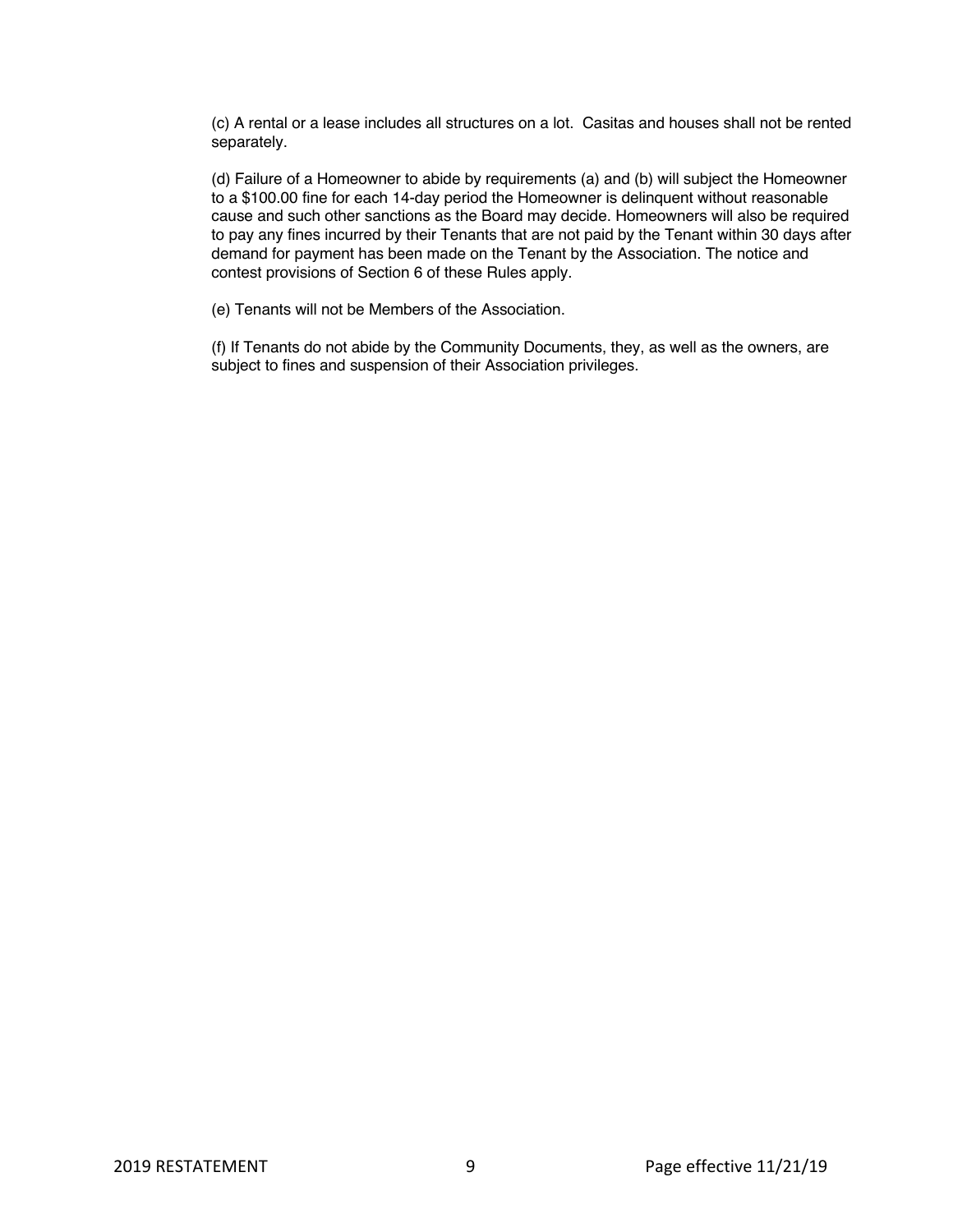(c) A rental or a lease includes all structures on a lot.  Casitas and houses shall not be rented separately.

(d) Failure of a Homeowner to abide by requirements (a) and (b) will subject the Homeowner to a $100.00 fine for each 14-day period the Homeowner is delinquent without reasonable cause and such other sanctions as the Board may decide. Homeowners will also be required to pay any fines incurred by their Tenants that are not paid by the Tenant within 30 days after demand for payment has been made on the Tenant by the Association. The notice and contest provisions of Section 6 of these Rules apply.

(e) Tenants will not be Members of the Association.

(f) If Tenants do not abide by the Community Documents, they, as well as the owners, are subject to fines and suspension of their Association privileges.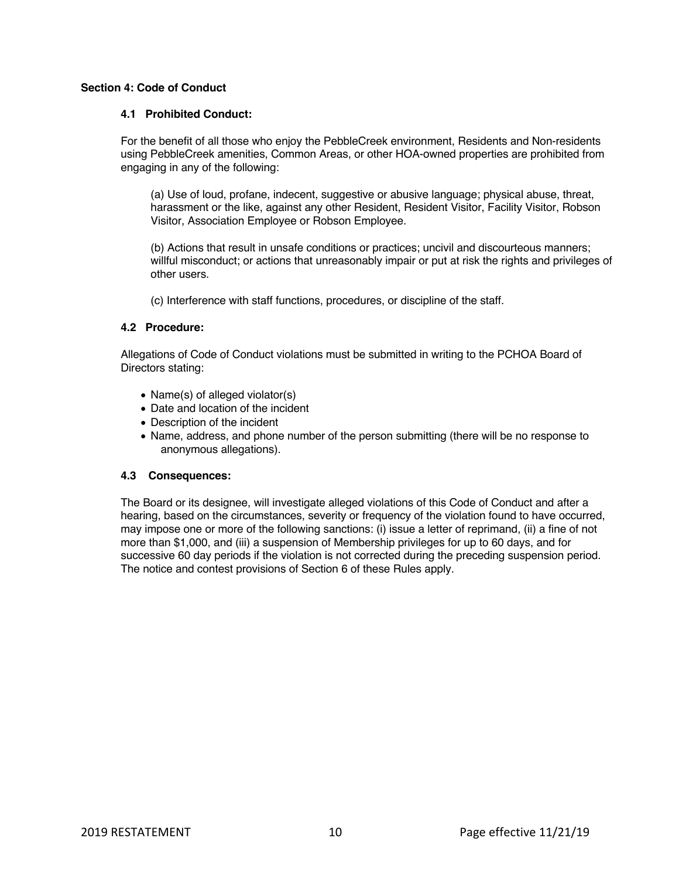## Section 4: Code of Conduct

### 4.1 Prohibited Conduct:

For the benefit of all those who enjoy the PebbleCreek environment, Residents and Non-residents using PebbleCreek amenities, Common Areas, or other HOA-owned properties are prohibited from engaging in any of the following:

(a) Use of loud, profane, indecent, suggestive or abusive language; physical abuse, threat, harassment or the like, against any other Resident, Resident Visitor, Facility Visitor, Robson Visitor, Association Employee or Robson Employee.

(b) Actions that result in unsafe conditions or practices; uncivil and discourteous manners; willful misconduct; or actions that unreasonably impair or put at risk the rights and privileges of other users.

(c) Interference with staff functions, procedures, or discipline of the staff.

### 4.2 Procedure:

Allegations of Code of Conduct violations must be submitted in writing to the PCHOA Board of Directors stating:

- Name(s) of alleged violator(s)
- Date and location of the incident
- Description of the incident
- Name, address, and phone number of the person submitting (there will be no response to anonymous allegations).

### 4.3 Consequences:

The Board or its designee, will investigate alleged violations of this Code of Conduct and after a hearing, based on the circumstances, severity or frequency of the violation found to have occurred, may impose one or more of the following sanctions: (i) issue a letter of reprimand, (ii) a fine of not more than $1,000, and (iii) a suspension of Membership privileges for up to 60 days, and for successive 60 day periods if the violation is not corrected during the preceding suspension period. The notice and contest provisions of Section 6 of these Rules apply.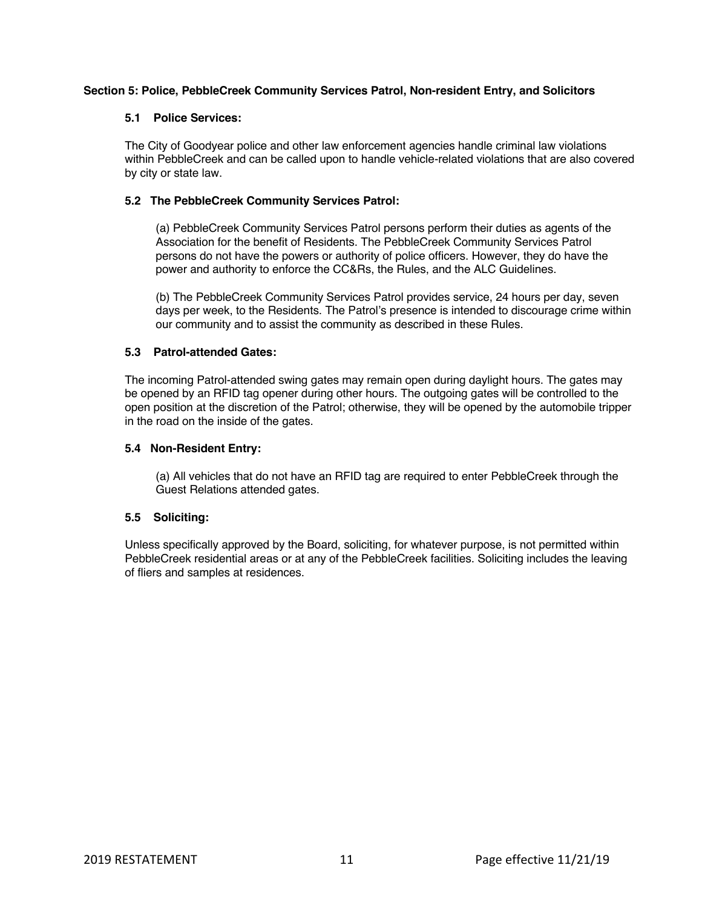**Section 5: Police, PebbleCreek Community Services Patrol, Non-resident Entry, and Solicitors**

**5.1 Police Services:**

The City of Goodyear police and other law enforcement agencies handle criminal law violations within PebbleCreek and can be called upon to handle vehicle-related violations that are also covered by city or state law.

**5.2 The PebbleCreek Community Services Patrol:**

(a) PebbleCreek Community Services Patrol persons perform their duties as agents of the Association for the benefit of Residents. The PebbleCreek Community Services Patrol persons do not have the powers or authority of police officers. However, they do have the power and authority to enforce the CC&Rs, the Rules, and the ALC Guidelines.

(b) The PebbleCreek Community Services Patrol provides service, 24 hours per day, seven days per week, to the Residents. The Patrol's presence is intended to discourage crime within our community and to assist the community as described in these Rules.

**5.3 Patrol-attended Gates:**

The incoming Patrol-attended swing gates may remain open during daylight hours. The gates may be opened by an RFID tag opener during other hours. The outgoing gates will be controlled to the open position at the discretion of the Patrol; otherwise, they will be opened by the automobile tripper in the road on the inside of the gates.

**5.4 Non-Resident Entry:**

(a) All vehicles that do not have an RFID tag are required to enter PebbleCreek through the Guest Relations attended gates.

**5.5 Soliciting:**

Unless specifically approved by the Board, soliciting, for whatever purpose, is not permitted within PebbleCreek residential areas or at any of the PebbleCreek facilities. Soliciting includes the leaving of fliers and samples at residences.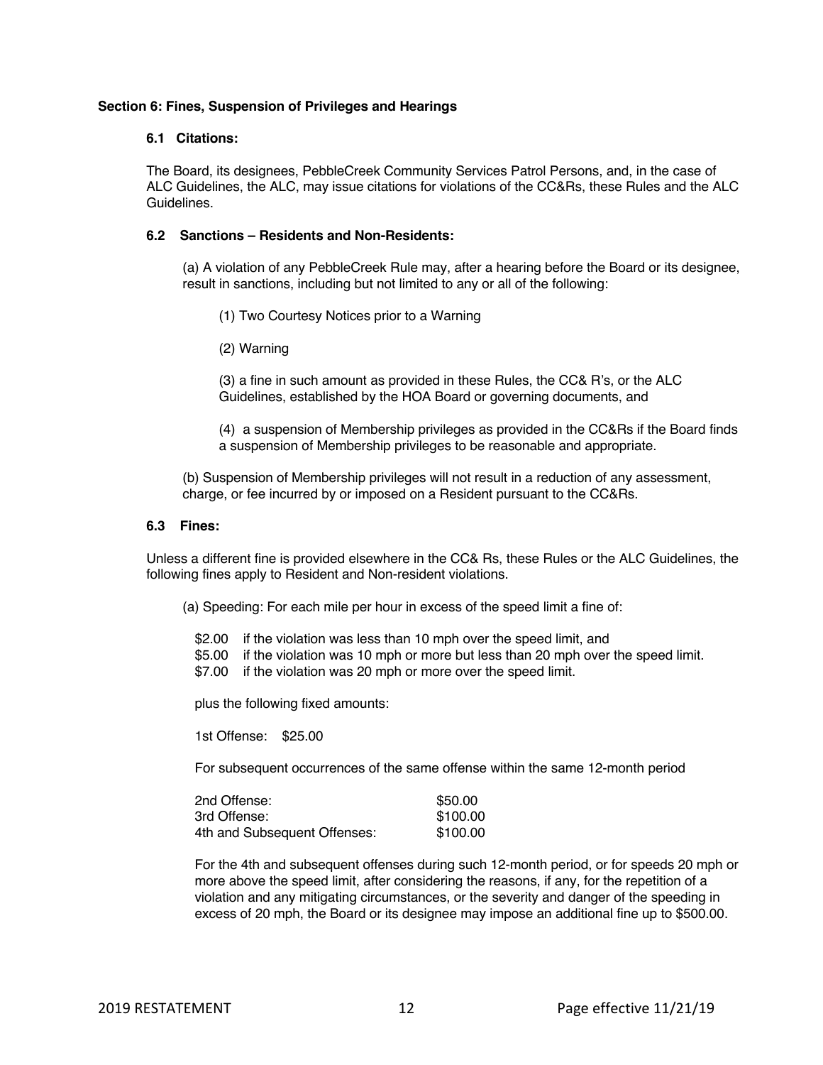## Section 6: Fines, Suspension of Privileges and Hearings

### 6.1 Citations:

The Board, its designees, PebbleCreek Community Services Patrol Persons, and, in the case of ALC Guidelines, the ALC, may issue citations for violations of the CC&Rs, these Rules and the ALC Guidelines.

### 6.2 Sanctions – Residents and Non-Residents:

(a) A violation of any PebbleCreek Rule may, after a hearing before the Board or its designee, result in sanctions, including but not limited to any or all of the following:

(1) Two Courtesy Notices prior to a Warning

(2) Warning

(3) a fine in such amount as provided in these Rules, the CC& R's, or the ALC Guidelines, established by the HOA Board or governing documents, and

(4) a suspension of Membership privileges as provided in the CC&Rs if the Board finds a suspension of Membership privileges to be reasonable and appropriate.

(b) Suspension of Membership privileges will not result in a reduction of any assessment, charge, or fee incurred by or imposed on a Resident pursuant to the CC&Rs.

### 6.3 Fines:

Unless a different fine is provided elsewhere in the CC& Rs, these Rules or the ALC Guidelines, the following fines apply to Resident and Non-resident violations.

(a) Speeding: For each mile per hour in excess of the speed limit a fine of:

$2.00 if the violation was less than 10 mph over the speed limit, and
$5.00 if the violation was 10 mph or more but less than 20 mph over the speed limit.
$7.00 if the violation was 20 mph or more over the speed limit.

plus the following fixed amounts:

1st Offense: $25.00

For subsequent occurrences of the same offense within the same 12-month period

| | |
|---|---|
| 2nd Offense: | $50.00 |
| 3rd Offense: | $100.00 |
| 4th and Subsequent Offenses: | $100.00 |

For the 4th and subsequent offenses during such 12-month period, or for speeds 20 mph or more above the speed limit, after considering the reasons, if any, for the repetition of a violation and any mitigating circumstances, or the severity and danger of the speeding in excess of 20 mph, the Board or its designee may impose an additional fine up to $500.00.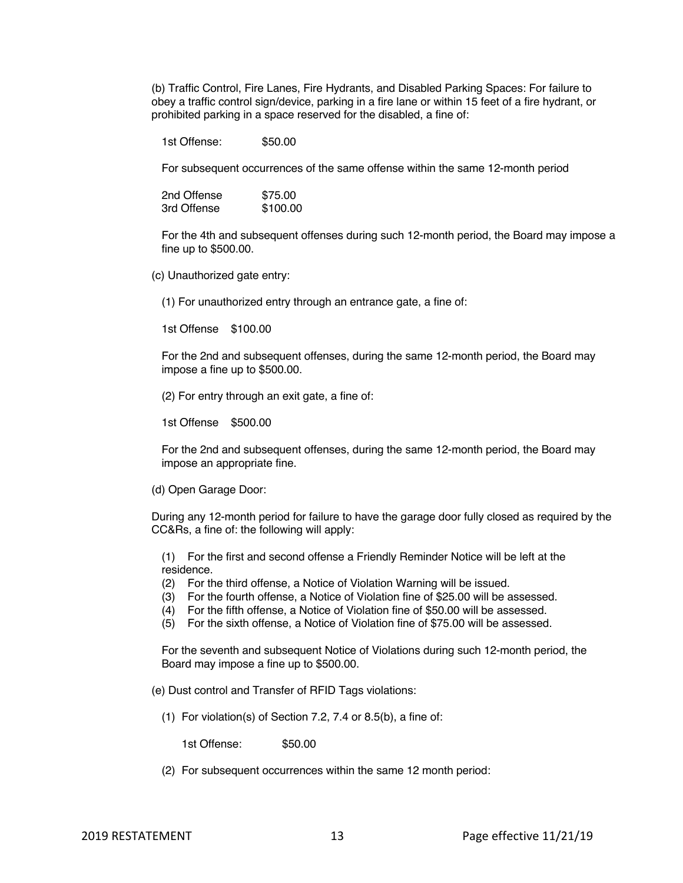(b) Traffic Control, Fire Lanes, Fire Hydrants, and Disabled Parking Spaces: For failure to obey a traffic control sign/device, parking in a fire lane or within 15 feet of a fire hydrant, or prohibited parking in a space reserved for the disabled, a fine of:

1st Offense: $50.00

For subsequent occurrences of the same offense within the same 12-month period

2nd Offense $75.00
3rd Offense $100.00

For the 4th and subsequent offenses during such 12-month period, the Board may impose a fine up to $500.00.

(c) Unauthorized gate entry:

(1) For unauthorized entry through an entrance gate, a fine of:

1st Offense $100.00

For the 2nd and subsequent offenses, during the same 12-month period, the Board may impose a fine up to $500.00.

(2) For entry through an exit gate, a fine of:

1st Offense $500.00

For the 2nd and subsequent offenses, during the same 12-month period, the Board may impose an appropriate fine.

(d) Open Garage Door:

During any 12-month period for failure to have the garage door fully closed as required by the CC&Rs, a fine of: the following will apply:

(1) For the first and second offense a Friendly Reminder Notice will be left at the residence.
(2) For the third offense, a Notice of Violation Warning will be issued.
(3) For the fourth offense, a Notice of Violation fine of $25.00 will be assessed.
(4) For the fifth offense, a Notice of Violation fine of $50.00 will be assessed.
(5) For the sixth offense, a Notice of Violation fine of $75.00 will be assessed.

For the seventh and subsequent Notice of Violations during such 12-month period, the Board may impose a fine up to $500.00.

(e) Dust control and Transfer of RFID Tags violations:

(1) For violation(s) of Section 7.2, 7.4 or 8.5(b), a fine of:

1st Offense: $50.00

(2) For subsequent occurrences within the same 12 month period: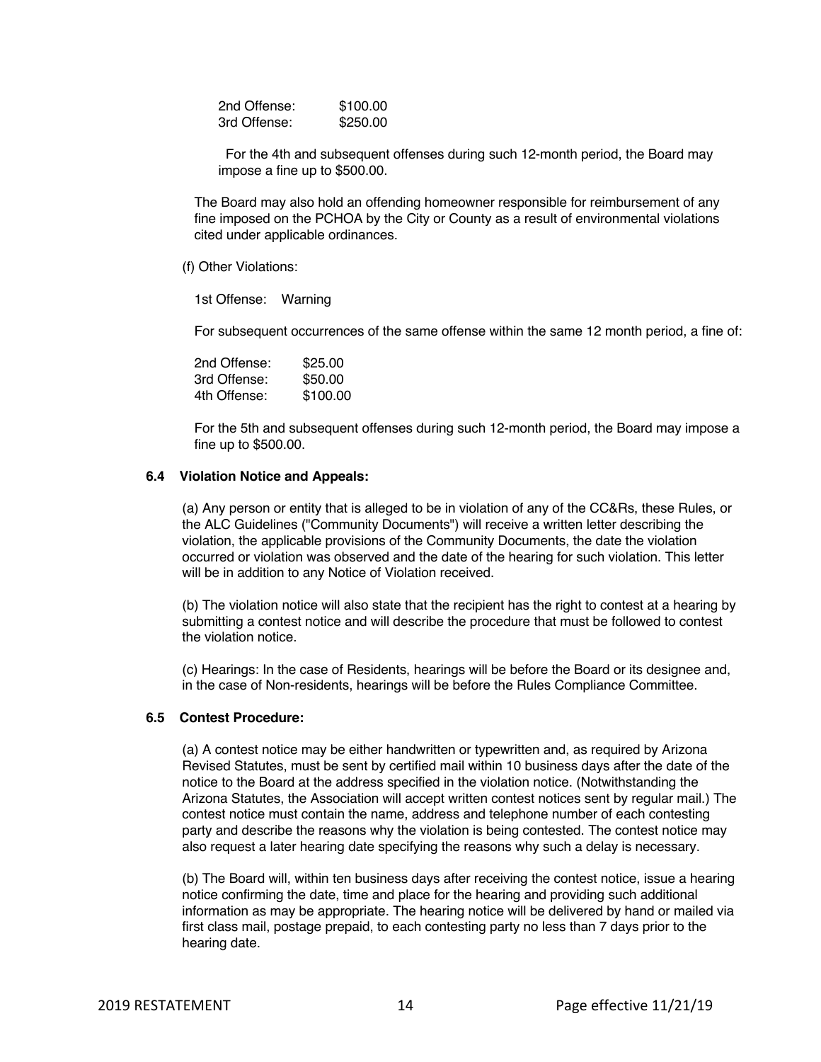| | |
|---|---|
| 2nd Offense: | $100.00 |
| 3rd Offense: | $250.00 |

For the 4th and subsequent offenses during such 12-month period, the Board may impose a fine up to $500.00.

The Board may also hold an offending homeowner responsible for reimbursement of any fine imposed on the PCHOA by the City or County as a result of environmental violations cited under applicable ordinances.

(f) Other Violations:

1st Offense: Warning

For subsequent occurrences of the same offense within the same 12 month period, a fine of:

| | |
|---|---|
| 2nd Offense: | $25.00 |
| 3rd Offense: | $50.00 |
| 4th Offense: | $100.00 |

For the 5th and subsequent offenses during such 12-month period, the Board may impose a fine up to $500.00.

### 6.4 Violation Notice and Appeals:

(a) Any person or entity that is alleged to be in violation of any of the CC&Rs, these Rules, or the ALC Guidelines ("Community Documents") will receive a written letter describing the violation, the applicable provisions of the Community Documents, the date the violation occurred or violation was observed and the date of the hearing for such violation. This letter will be in addition to any Notice of Violation received.

(b) The violation notice will also state that the recipient has the right to contest at a hearing by submitting a contest notice and will describe the procedure that must be followed to contest the violation notice.

(c) Hearings: In the case of Residents, hearings will be before the Board or its designee and, in the case of Non-residents, hearings will be before the Rules Compliance Committee.

### 6.5 Contest Procedure:

(a) A contest notice may be either handwritten or typewritten and, as required by Arizona Revised Statutes, must be sent by certified mail within 10 business days after the date of the notice to the Board at the address specified in the violation notice. (Notwithstanding the Arizona Statutes, the Association will accept written contest notices sent by regular mail.) The contest notice must contain the name, address and telephone number of each contesting party and describe the reasons why the violation is being contested. The contest notice may also request a later hearing date specifying the reasons why such a delay is necessary.

(b) The Board will, within ten business days after receiving the contest notice, issue a hearing notice confirming the date, time and place for the hearing and providing such additional information as may be appropriate. The hearing notice will be delivered by hand or mailed via first class mail, postage prepaid, to each contesting party no less than 7 days prior to the hearing date.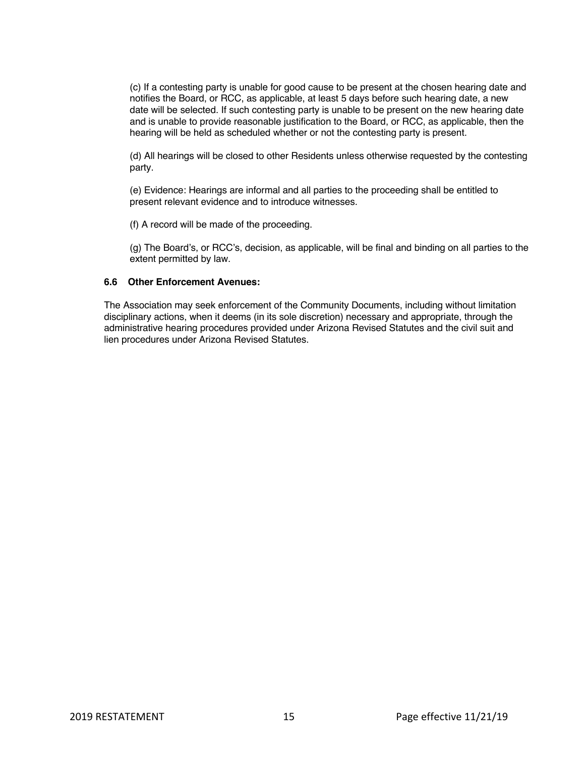(c) If a contesting party is unable for good cause to be present at the chosen hearing date and notifies the Board, or RCC, as applicable, at least 5 days before such hearing date, a new date will be selected. If such contesting party is unable to be present on the new hearing date and is unable to provide reasonable justification to the Board, or RCC, as applicable, then the hearing will be held as scheduled whether or not the contesting party is present.

(d) All hearings will be closed to other Residents unless otherwise requested by the contesting party.

(e) Evidence: Hearings are informal and all parties to the proceeding shall be entitled to present relevant evidence and to introduce witnesses.

(f) A record will be made of the proceeding.

(g) The Board's, or RCC's, decision, as applicable, will be final and binding on all parties to the extent permitted by law.

### 6.6 Other Enforcement Avenues:

The Association may seek enforcement of the Community Documents, including without limitation disciplinary actions, when it deems (in its sole discretion) necessary and appropriate, through the administrative hearing procedures provided under Arizona Revised Statutes and the civil suit and lien procedures under Arizona Revised Statutes.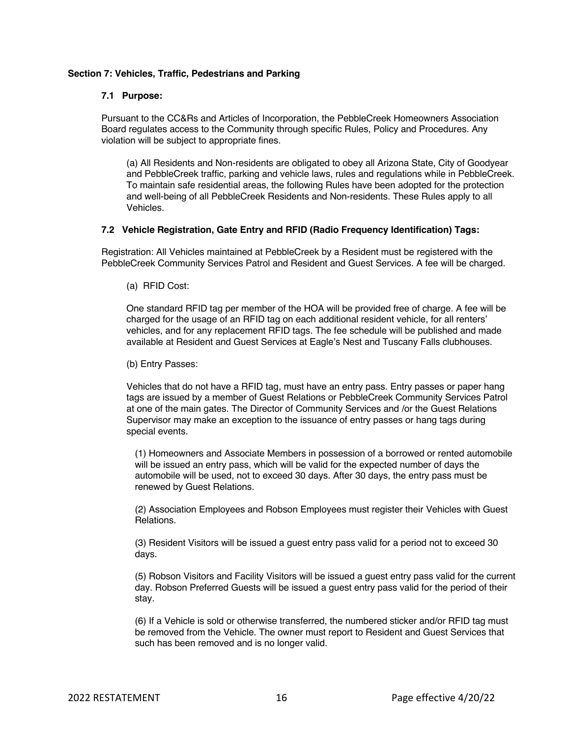### Section 7: Vehicles, Traffic, Pedestrians and Parking

#### 7.1 Purpose:

Pursuant to the CC&Rs and Articles of Incorporation, the PebbleCreek Homeowners Association Board regulates access to the Community through specific Rules, Policy and Procedures. Any violation will be subject to appropriate fines.

(a) All Residents and Non-residents are obligated to obey all Arizona State, City of Goodyear and PebbleCreek traffic, parking and vehicle laws, rules and regulations while in PebbleCreek. To maintain safe residential areas, the following Rules have been adopted for the protection and well-being of all PebbleCreek Residents and Non-residents. These Rules apply to all Vehicles.

#### 7.2 Vehicle Registration, Gate Entry and RFID (Radio Frequency Identification) Tags:

Registration: All Vehicles maintained at PebbleCreek by a Resident must be registered with the PebbleCreek Community Services Patrol and Resident and Guest Services. A fee will be charged.

(a) RFID Cost:

One standard RFID tag per member of the HOA will be provided free of charge. A fee will be charged for the usage of an RFID tag on each additional resident vehicle, for all renters' vehicles, and for any replacement RFID tags. The fee schedule will be published and made available at Resident and Guest Services at Eagle's Nest and Tuscany Falls clubhouses.

(b) Entry Passes:

Vehicles that do not have a RFID tag, must have an entry pass. Entry passes or paper hang tags are issued by a member of Guest Relations or PebbleCreek Community Services Patrol at one of the main gates. The Director of Community Services and /or the Guest Relations Supervisor may make an exception to the issuance of entry passes or hang tags during special events.

(1) Homeowners and Associate Members in possession of a borrowed or rented automobile will be issued an entry pass, which will be valid for the expected number of days the automobile will be used, not to exceed 30 days. After 30 days, the entry pass must be renewed by Guest Relations.

(2) Association Employees and Robson Employees must register their Vehicles with Guest Relations.

(3) Resident Visitors will be issued a guest entry pass valid for a period not to exceed 30 days.

(5) Robson Visitors and Facility Visitors will be issued a guest entry pass valid for the current day. Robson Preferred Guests will be issued a guest entry pass valid for the period of their stay.

(6) If a Vehicle is sold or otherwise transferred, the numbered sticker and/or RFID tag must be removed from the Vehicle. The owner must report to Resident and Guest Services that such has been removed and is no longer valid.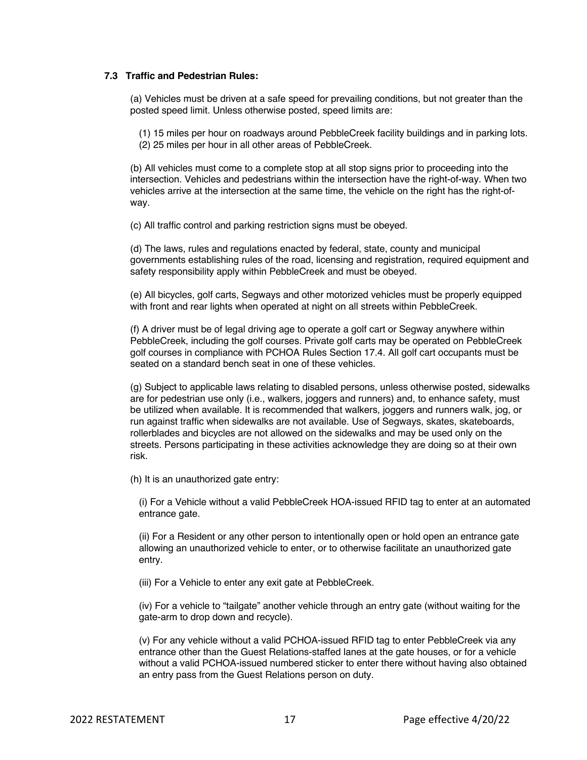### 7.3 Traffic and Pedestrian Rules:

(a) Vehicles must be driven at a safe speed for prevailing conditions, but not greater than the posted speed limit. Unless otherwise posted, speed limits are:

(1) 15 miles per hour on roadways around PebbleCreek facility buildings and in parking lots.
(2) 25 miles per hour in all other areas of PebbleCreek.

(b) All vehicles must come to a complete stop at all stop signs prior to proceeding into the intersection. Vehicles and pedestrians within the intersection have the right-of-way. When two vehicles arrive at the intersection at the same time, the vehicle on the right has the right-of-way.

(c) All traffic control and parking restriction signs must be obeyed.

(d) The laws, rules and regulations enacted by federal, state, county and municipal governments establishing rules of the road, licensing and registration, required equipment and safety responsibility apply within PebbleCreek and must be obeyed.

(e) All bicycles, golf carts, Segways and other motorized vehicles must be properly equipped with front and rear lights when operated at night on all streets within PebbleCreek.

(f) A driver must be of legal driving age to operate a golf cart or Segway anywhere within PebbleCreek, including the golf courses. Private golf carts may be operated on PebbleCreek golf courses in compliance with PCHOA Rules Section 17.4. All golf cart occupants must be seated on a standard bench seat in one of these vehicles.

(g) Subject to applicable laws relating to disabled persons, unless otherwise posted, sidewalks are for pedestrian use only (i.e., walkers, joggers and runners) and, to enhance safety, must be utilized when available. It is recommended that walkers, joggers and runners walk, jog, or run against traffic when sidewalks are not available. Use of Segways, skates, skateboards, rollerblades and bicycles are not allowed on the sidewalks and may be used only on the streets. Persons participating in these activities acknowledge they are doing so at their own risk.

(h) It is an unauthorized gate entry:

(i) For a Vehicle without a valid PebbleCreek HOA-issued RFID tag to enter at an automated entrance gate.

(ii) For a Resident or any other person to intentionally open or hold open an entrance gate allowing an unauthorized vehicle to enter, or to otherwise facilitate an unauthorized gate entry.

(iii) For a Vehicle to enter any exit gate at PebbleCreek.

(iv) For a vehicle to "tailgate" another vehicle through an entry gate (without waiting for the gate-arm to drop down and recycle).

(v) For any vehicle without a valid PCHOA-issued RFID tag to enter PebbleCreek via any entrance other than the Guest Relations-staffed lanes at the gate houses, or for a vehicle without a valid PCHOA-issued numbered sticker to enter there without having also obtained an entry pass from the Guest Relations person on duty.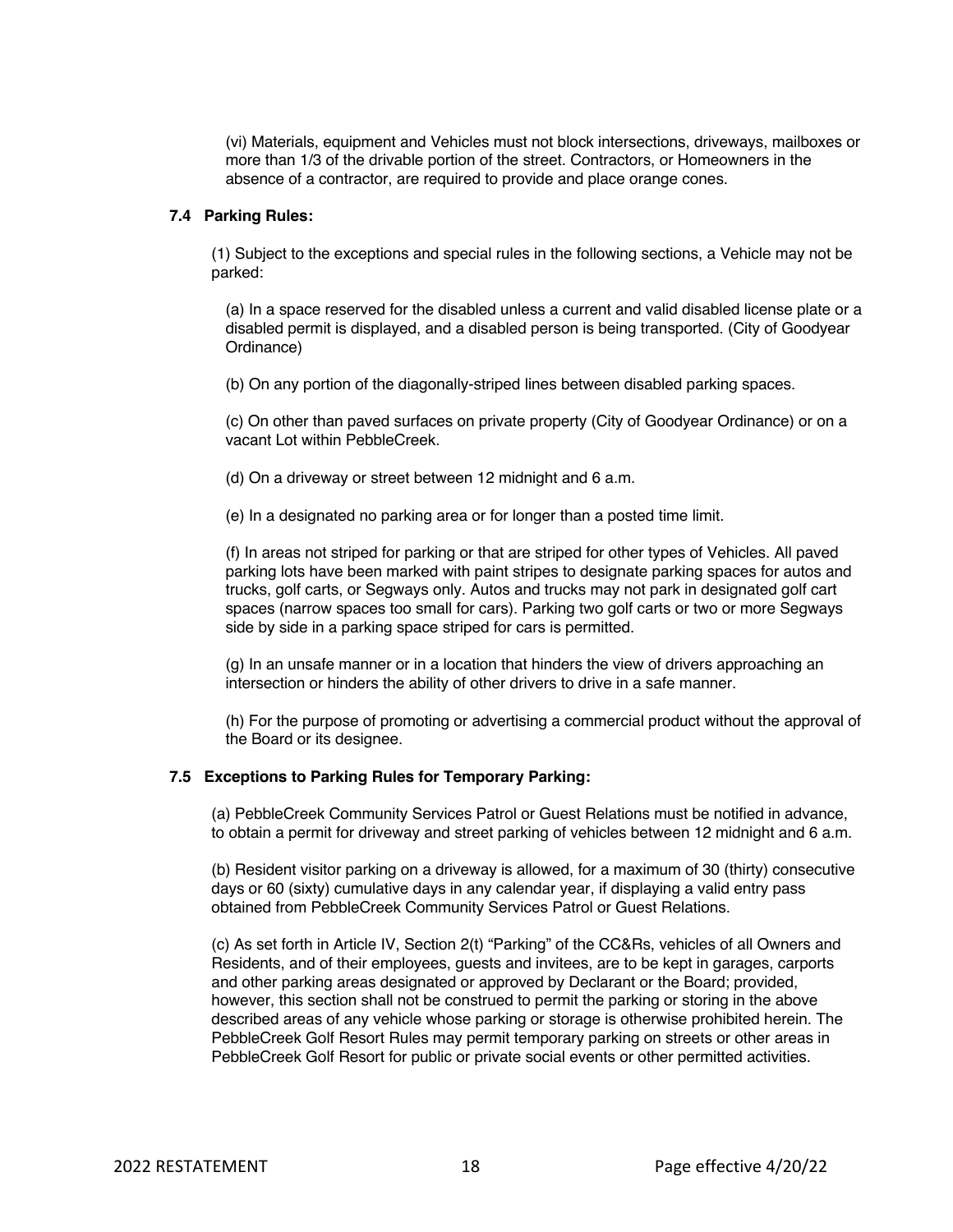(vi) Materials, equipment and Vehicles must not block intersections, driveways, mailboxes or more than 1/3 of the drivable portion of the street. Contractors, or Homeowners in the absence of a contractor, are required to provide and place orange cones.

### 7.4 Parking Rules:

(1) Subject to the exceptions and special rules in the following sections, a Vehicle may not be parked:

(a) In a space reserved for the disabled unless a current and valid disabled license plate or a disabled permit is displayed, and a disabled person is being transported. (City of Goodyear Ordinance)

(b) On any portion of the diagonally-striped lines between disabled parking spaces.

(c) On other than paved surfaces on private property (City of Goodyear Ordinance) or on a vacant Lot within PebbleCreek.

(d) On a driveway or street between 12 midnight and 6 a.m.

(e) In a designated no parking area or for longer than a posted time limit.

(f) In areas not striped for parking or that are striped for other types of Vehicles. All paved parking lots have been marked with paint stripes to designate parking spaces for autos and trucks, golf carts, or Segways only. Autos and trucks may not park in designated golf cart spaces (narrow spaces too small for cars). Parking two golf carts or two or more Segways side by side in a parking space striped for cars is permitted.

(g) In an unsafe manner or in a location that hinders the view of drivers approaching an intersection or hinders the ability of other drivers to drive in a safe manner.

(h) For the purpose of promoting or advertising a commercial product without the approval of the Board or its designee.

### 7.5 Exceptions to Parking Rules for Temporary Parking:

(a) PebbleCreek Community Services Patrol or Guest Relations must be notified in advance, to obtain a permit for driveway and street parking of vehicles between 12 midnight and 6 a.m.

(b) Resident visitor parking on a driveway is allowed, for a maximum of 30 (thirty) consecutive days or 60 (sixty) cumulative days in any calendar year, if displaying a valid entry pass obtained from PebbleCreek Community Services Patrol or Guest Relations.

(c) As set forth in Article IV, Section 2(t) "Parking" of the CC&Rs, vehicles of all Owners and Residents, and of their employees, guests and invitees, are to be kept in garages, carports and other parking areas designated or approved by Declarant or the Board; provided, however, this section shall not be construed to permit the parking or storing in the above described areas of any vehicle whose parking or storage is otherwise prohibited herein. The PebbleCreek Golf Resort Rules may permit temporary parking on streets or other areas in PebbleCreek Golf Resort for public or private social events or other permitted activities.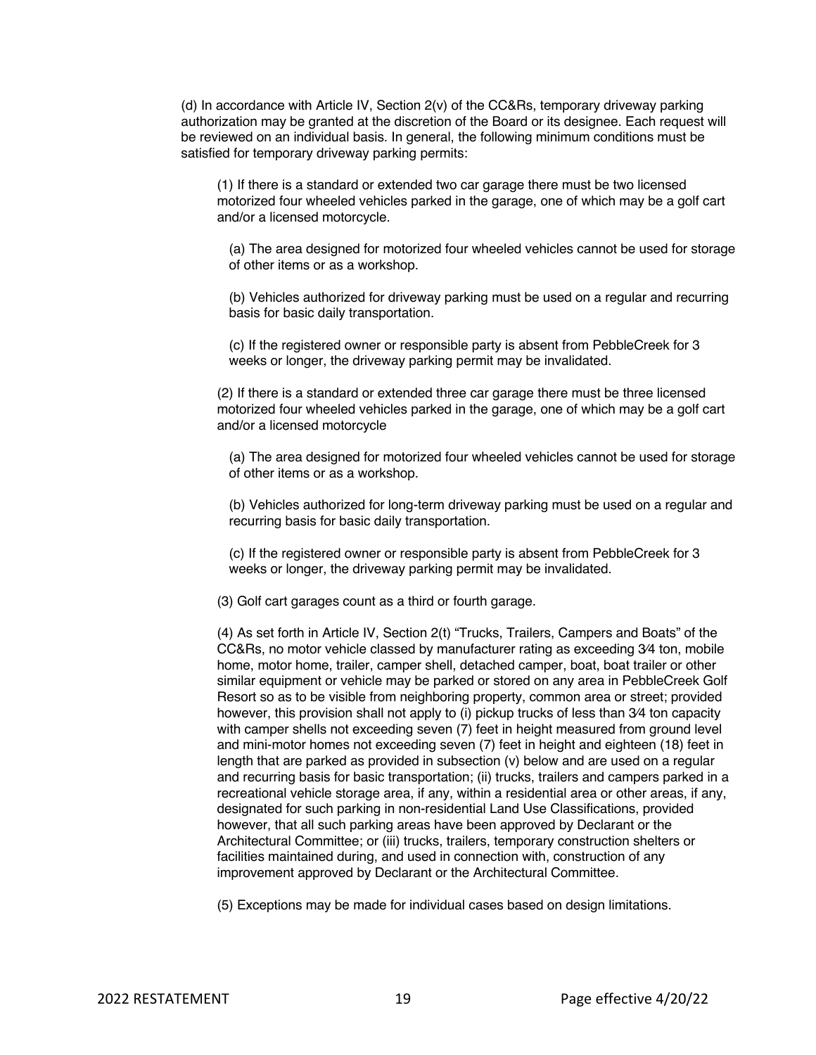(d) In accordance with Article IV, Section 2(v) of the CC&Rs, temporary driveway parking authorization may be granted at the discretion of the Board or its designee. Each request will be reviewed on an individual basis. In general, the following minimum conditions must be satisfied for temporary driveway parking permits:

(1) If there is a standard or extended two car garage there must be two licensed motorized four wheeled vehicles parked in the garage, one of which may be a golf cart and/or a licensed motorcycle.

(a) The area designed for motorized four wheeled vehicles cannot be used for storage of other items or as a workshop.

(b) Vehicles authorized for driveway parking must be used on a regular and recurring basis for basic daily transportation.

(c) If the registered owner or responsible party is absent from PebbleCreek for 3 weeks or longer, the driveway parking permit may be invalidated.

(2) If there is a standard or extended three car garage there must be three licensed motorized four wheeled vehicles parked in the garage, one of which may be a golf cart and/or a licensed motorcycle

(a) The area designed for motorized four wheeled vehicles cannot be used for storage of other items or as a workshop.

(b) Vehicles authorized for long-term driveway parking must be used on a regular and recurring basis for basic daily transportation.

(c) If the registered owner or responsible party is absent from PebbleCreek for 3 weeks or longer, the driveway parking permit may be invalidated.

(3) Golf cart garages count as a third or fourth garage.

(4) As set forth in Article IV, Section 2(t) "Trucks, Trailers, Campers and Boats" of the CC&Rs, no motor vehicle classed by manufacturer rating as exceeding 3⁄4 ton, mobile home, motor home, trailer, camper shell, detached camper, boat, boat trailer or other similar equipment or vehicle may be parked or stored on any area in PebbleCreek Golf Resort so as to be visible from neighboring property, common area or street; provided however, this provision shall not apply to (i) pickup trucks of less than 3⁄4 ton capacity with camper shells not exceeding seven (7) feet in height measured from ground level and mini-motor homes not exceeding seven (7) feet in height and eighteen (18) feet in length that are parked as provided in subsection (v) below and are used on a regular and recurring basis for basic transportation; (ii) trucks, trailers and campers parked in a recreational vehicle storage area, if any, within a residential area or other areas, if any, designated for such parking in non-residential Land Use Classifications, provided however, that all such parking areas have been approved by Declarant or the Architectural Committee; or (iii) trucks, trailers, temporary construction shelters or facilities maintained during, and used in connection with, construction of any improvement approved by Declarant or the Architectural Committee.

(5) Exceptions may be made for individual cases based on design limitations.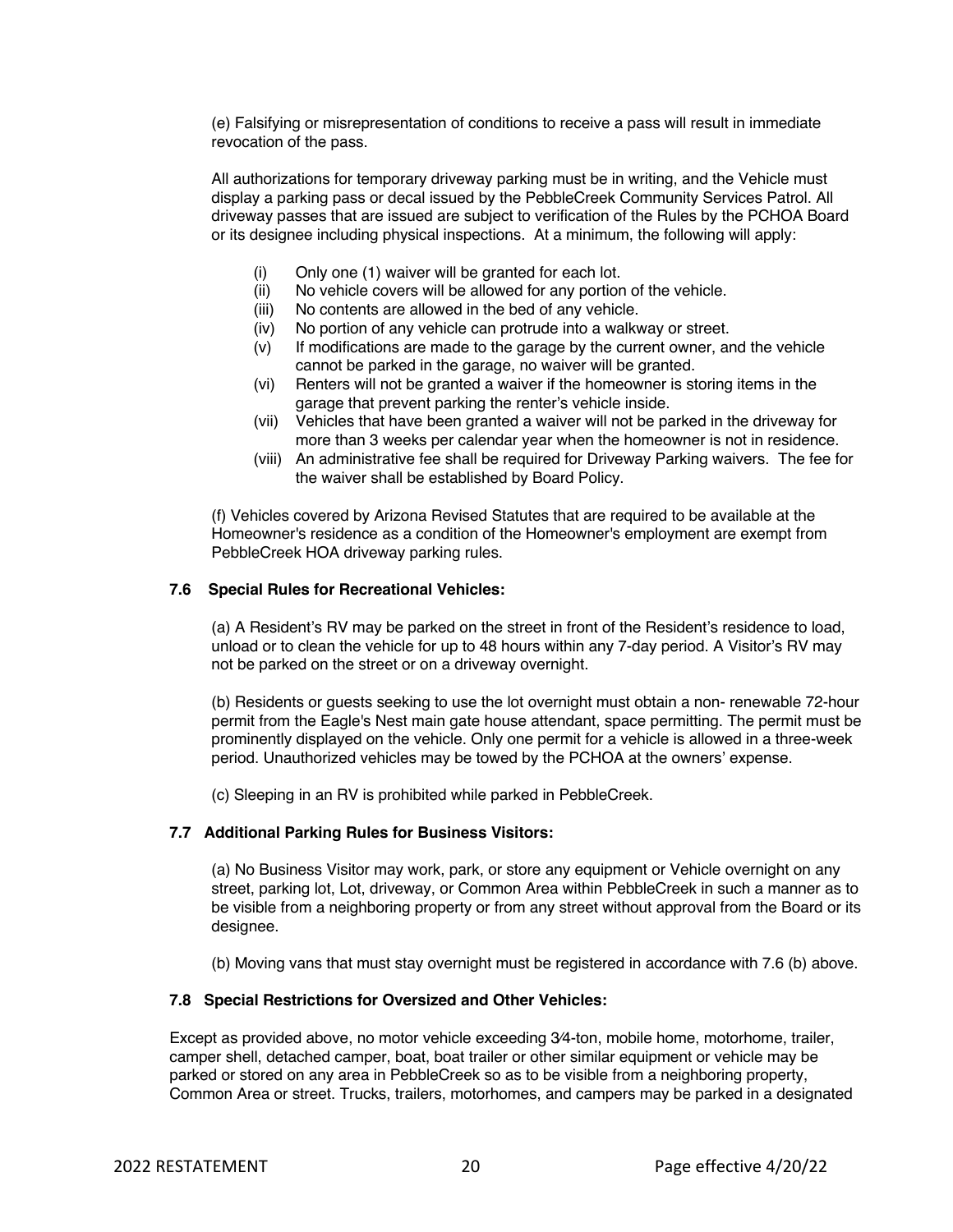(e) Falsifying or misrepresentation of conditions to receive a pass will result in immediate revocation of the pass.

All authorizations for temporary driveway parking must be in writing, and the Vehicle must display a parking pass or decal issued by the PebbleCreek Community Services Patrol. All driveway passes that are issued are subject to verification of the Rules by the PCHOA Board or its designee including physical inspections. At a minimum, the following will apply:

- (i) Only one (1) waiver will be granted for each lot.
- (ii) No vehicle covers will be allowed for any portion of the vehicle.
- (iii) No contents are allowed in the bed of any vehicle.
- (iv) No portion of any vehicle can protrude into a walkway or street.
- (v) If modifications are made to the garage by the current owner, and the vehicle cannot be parked in the garage, no waiver will be granted.
- (vi) Renters will not be granted a waiver if the homeowner is storing items in the garage that prevent parking the renter's vehicle inside.
- (vii) Vehicles that have been granted a waiver will not be parked in the driveway for more than 3 weeks per calendar year when the homeowner is not in residence.
- (viii) An administrative fee shall be required for Driveway Parking waivers. The fee for the waiver shall be established by Board Policy.

(f) Vehicles covered by Arizona Revised Statutes that are required to be available at the Homeowner's residence as a condition of the Homeowner's employment are exempt from PebbleCreek HOA driveway parking rules.

### 7.6 Special Rules for Recreational Vehicles:

(a) A Resident's RV may be parked on the street in front of the Resident's residence to load, unload or to clean the vehicle for up to 48 hours within any 7-day period. A Visitor's RV may not be parked on the street or on a driveway overnight.

(b) Residents or guests seeking to use the lot overnight must obtain a non- renewable 72-hour permit from the Eagle's Nest main gate house attendant, space permitting. The permit must be prominently displayed on the vehicle. Only one permit for a vehicle is allowed in a three-week period. Unauthorized vehicles may be towed by the PCHOA at the owners' expense.

(c) Sleeping in an RV is prohibited while parked in PebbleCreek.

### 7.7 Additional Parking Rules for Business Visitors:

(a) No Business Visitor may work, park, or store any equipment or Vehicle overnight on any street, parking lot, Lot, driveway, or Common Area within PebbleCreek in such a manner as to be visible from a neighboring property or from any street without approval from the Board or its designee.

(b) Moving vans that must stay overnight must be registered in accordance with 7.6 (b) above.

### 7.8 Special Restrictions for Oversized and Other Vehicles:

Except as provided above, no motor vehicle exceeding 3⁄4-ton, mobile home, motorhome, trailer, camper shell, detached camper, boat, boat trailer or other similar equipment or vehicle may be parked or stored on any area in PebbleCreek so as to be visible from a neighboring property, Common Area or street. Trucks, trailers, motorhomes, and campers may be parked in a designated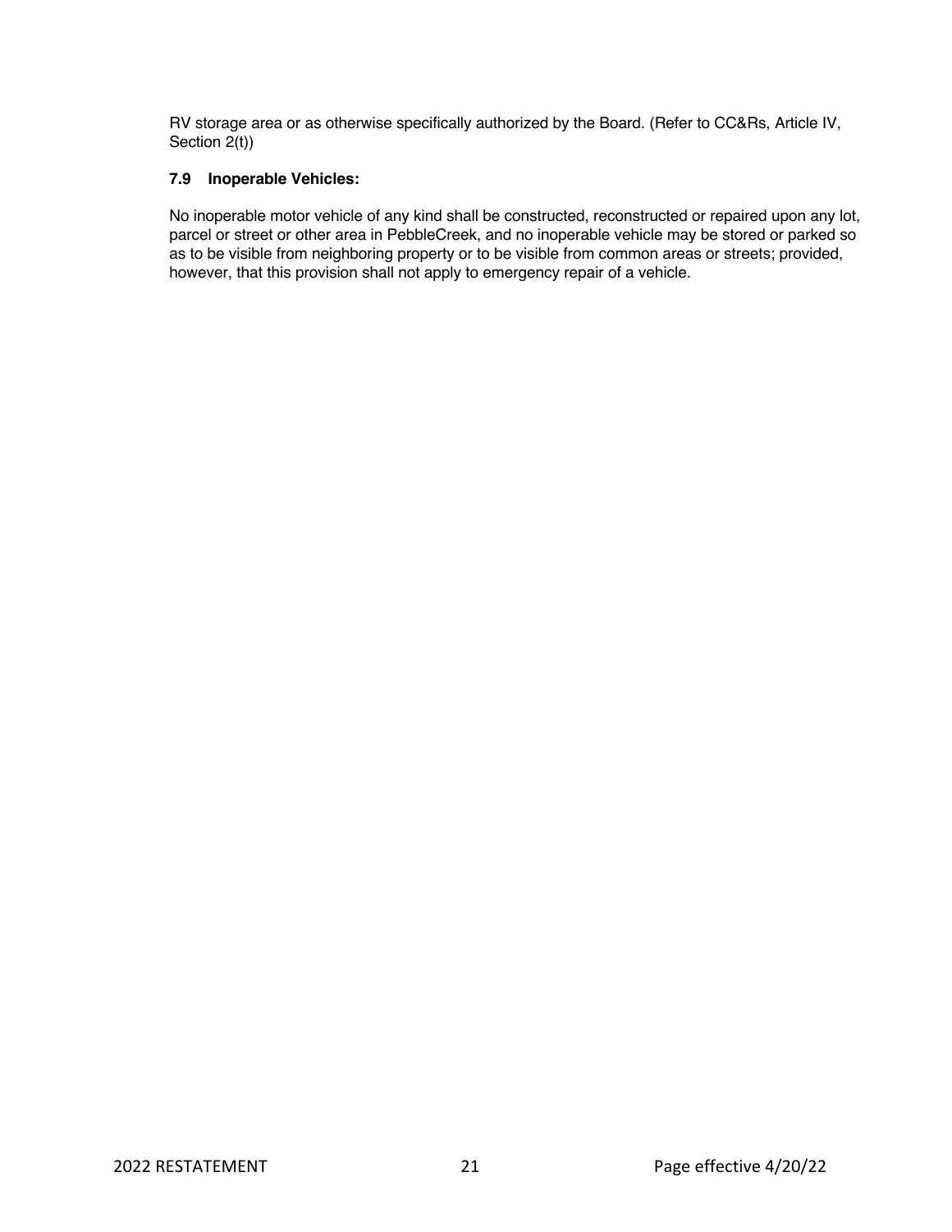RV storage area or as otherwise specifically authorized by the Board. (Refer to CC&Rs, Article IV, Section 2(t))

### 7.9 Inoperable Vehicles:

No inoperable motor vehicle of any kind shall be constructed, reconstructed or repaired upon any lot, parcel or street or other area in PebbleCreek, and no inoperable vehicle may be stored or parked so as to be visible from neighboring property or to be visible from common areas or streets; provided, however, that this provision shall not apply to emergency repair of a vehicle.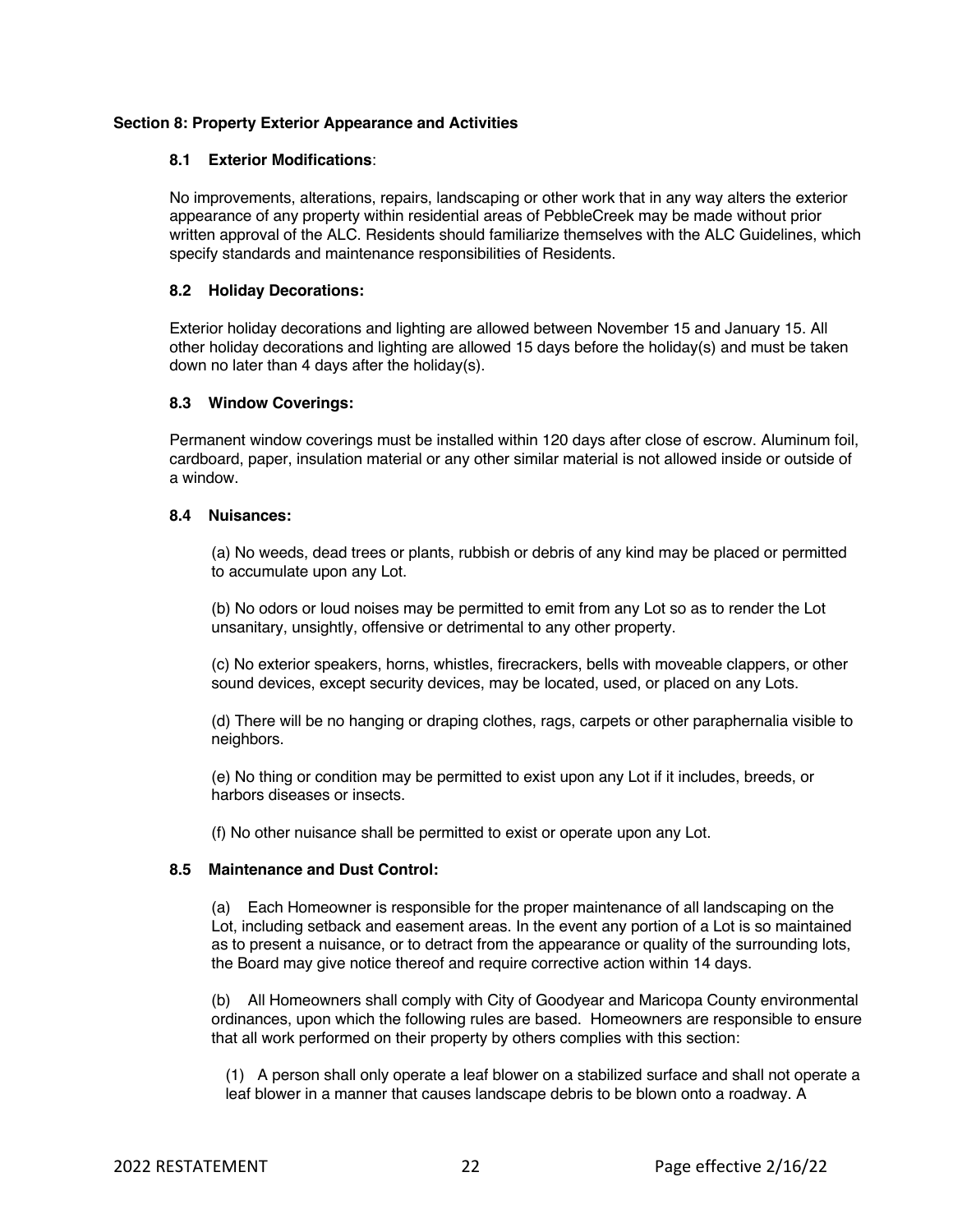## Section 8: Property Exterior Appearance and Activities

### 8.1 Exterior Modifications:

No improvements, alterations, repairs, landscaping or other work that in any way alters the exterior appearance of any property within residential areas of PebbleCreek may be made without prior written approval of the ALC. Residents should familiarize themselves with the ALC Guidelines, which specify standards and maintenance responsibilities of Residents.

### 8.2 Holiday Decorations:

Exterior holiday decorations and lighting are allowed between November 15 and January 15. All other holiday decorations and lighting are allowed 15 days before the holiday(s) and must be taken down no later than 4 days after the holiday(s).

### 8.3 Window Coverings:

Permanent window coverings must be installed within 120 days after close of escrow. Aluminum foil, cardboard, paper, insulation material or any other similar material is not allowed inside or outside of a window.

### 8.4 Nuisances:

(a) No weeds, dead trees or plants, rubbish or debris of any kind may be placed or permitted to accumulate upon any Lot.

(b) No odors or loud noises may be permitted to emit from any Lot so as to render the Lot unsanitary, unsightly, offensive or detrimental to any other property.

(c) No exterior speakers, horns, whistles, firecrackers, bells with moveable clappers, or other sound devices, except security devices, may be located, used, or placed on any Lots.

(d) There will be no hanging or draping clothes, rags, carpets or other paraphernalia visible to neighbors.

(e) No thing or condition may be permitted to exist upon any Lot if it includes, breeds, or harbors diseases or insects.

(f) No other nuisance shall be permitted to exist or operate upon any Lot.

### 8.5 Maintenance and Dust Control:

(a) Each Homeowner is responsible for the proper maintenance of all landscaping on the Lot, including setback and easement areas. In the event any portion of a Lot is so maintained as to present a nuisance, or to detract from the appearance or quality of the surrounding lots, the Board may give notice thereof and require corrective action within 14 days.

(b) All Homeowners shall comply with City of Goodyear and Maricopa County environmental ordinances, upon which the following rules are based. Homeowners are responsible to ensure that all work performed on their property by others complies with this section:

(1) A person shall only operate a leaf blower on a stabilized surface and shall not operate a leaf blower in a manner that causes landscape debris to be blown onto a roadway. A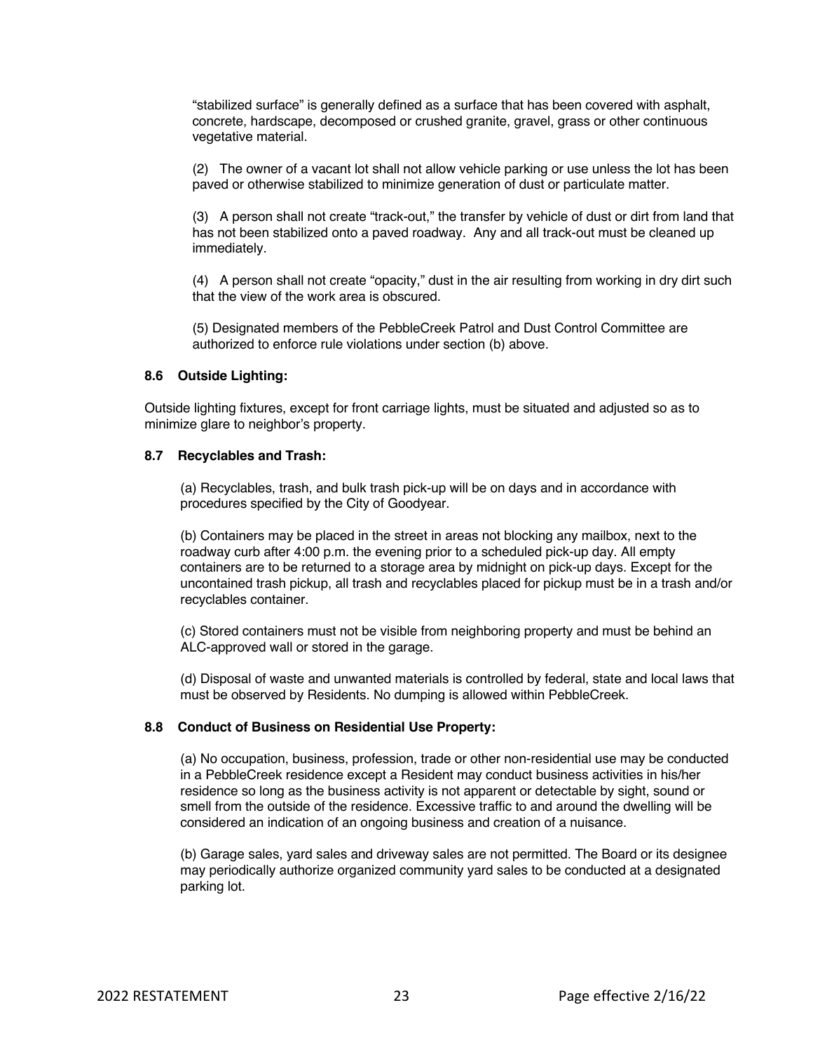"stabilized surface" is generally defined as a surface that has been covered with asphalt, concrete, hardscape, decomposed or crushed granite, gravel, grass or other continuous vegetative material.

(2) The owner of a vacant lot shall not allow vehicle parking or use unless the lot has been paved or otherwise stabilized to minimize generation of dust or particulate matter.

(3) A person shall not create "track-out," the transfer by vehicle of dust or dirt from land that has not been stabilized onto a paved roadway. Any and all track-out must be cleaned up immediately.

(4) A person shall not create "opacity," dust in the air resulting from working in dry dirt such that the view of the work area is obscured.

(5) Designated members of the PebbleCreek Patrol and Dust Control Committee are authorized to enforce rule violations under section (b) above.

**8.6 Outside Lighting:**

Outside lighting fixtures, except for front carriage lights, must be situated and adjusted so as to minimize glare to neighbor's property.

**8.7 Recyclables and Trash:**

(a) Recyclables, trash, and bulk trash pick-up will be on days and in accordance with procedures specified by the City of Goodyear.

(b) Containers may be placed in the street in areas not blocking any mailbox, next to the roadway curb after 4:00 p.m. the evening prior to a scheduled pick-up day. All empty containers are to be returned to a storage area by midnight on pick-up days. Except for the uncontained trash pickup, all trash and recyclables placed for pickup must be in a trash and/or recyclables container.

(c) Stored containers must not be visible from neighboring property and must be behind an ALC-approved wall or stored in the garage.

(d) Disposal of waste and unwanted materials is controlled by federal, state and local laws that must be observed by Residents. No dumping is allowed within PebbleCreek.

**8.8 Conduct of Business on Residential Use Property:**

(a) No occupation, business, profession, trade or other non-residential use may be conducted in a PebbleCreek residence except a Resident may conduct business activities in his/her residence so long as the business activity is not apparent or detectable by sight, sound or smell from the outside of the residence. Excessive traffic to and around the dwelling will be considered an indication of an ongoing business and creation of a nuisance.

(b) Garage sales, yard sales and driveway sales are not permitted. The Board or its designee may periodically authorize organized community yard sales to be conducted at a designated parking lot.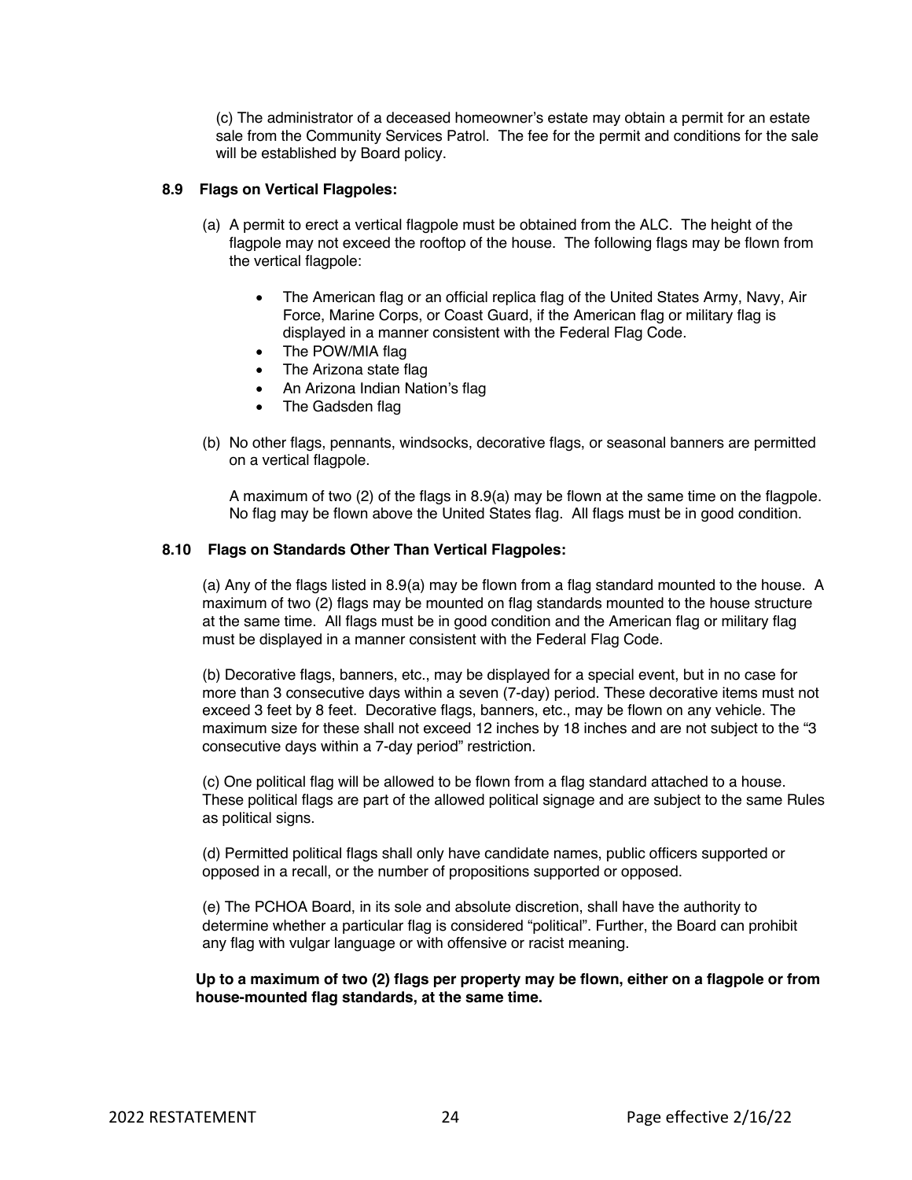(c) The administrator of a deceased homeowner's estate may obtain a permit for an estate sale from the Community Services Patrol. The fee for the permit and conditions for the sale will be established by Board policy.

### 8.9 Flags on Vertical Flagpoles:

(a) A permit to erect a vertical flagpole must be obtained from the ALC. The height of the flagpole may not exceed the rooftop of the house. The following flags may be flown from the vertical flagpole:

- The American flag or an official replica flag of the United States Army, Navy, Air Force, Marine Corps, or Coast Guard, if the American flag or military flag is displayed in a manner consistent with the Federal Flag Code.
- The POW/MIA flag
- The Arizona state flag
- An Arizona Indian Nation's flag
- The Gadsden flag

(b) No other flags, pennants, windsocks, decorative flags, or seasonal banners are permitted on a vertical flagpole.

A maximum of two (2) of the flags in 8.9(a) may be flown at the same time on the flagpole. No flag may be flown above the United States flag. All flags must be in good condition.

### 8.10 Flags on Standards Other Than Vertical Flagpoles:

(a) Any of the flags listed in 8.9(a) may be flown from a flag standard mounted to the house. A maximum of two (2) flags may be mounted on flag standards mounted to the house structure at the same time. All flags must be in good condition and the American flag or military flag must be displayed in a manner consistent with the Federal Flag Code.

(b) Decorative flags, banners, etc., may be displayed for a special event, but in no case for more than 3 consecutive days within a seven (7-day) period. These decorative items must not exceed 3 feet by 8 feet. Decorative flags, banners, etc., may be flown on any vehicle. The maximum size for these shall not exceed 12 inches by 18 inches and are not subject to the "3 consecutive days within a 7-day period" restriction.

(c) One political flag will be allowed to be flown from a flag standard attached to a house. These political flags are part of the allowed political signage and are subject to the same Rules as political signs.

(d) Permitted political flags shall only have candidate names, public officers supported or opposed in a recall, or the number of propositions supported or opposed.

(e) The PCHOA Board, in its sole and absolute discretion, shall have the authority to determine whether a particular flag is considered "political". Further, the Board can prohibit any flag with vulgar language or with offensive or racist meaning.

**Up to a maximum of two (2) flags per property may be flown, either on a flagpole or from house-mounted flag standards, at the same time.**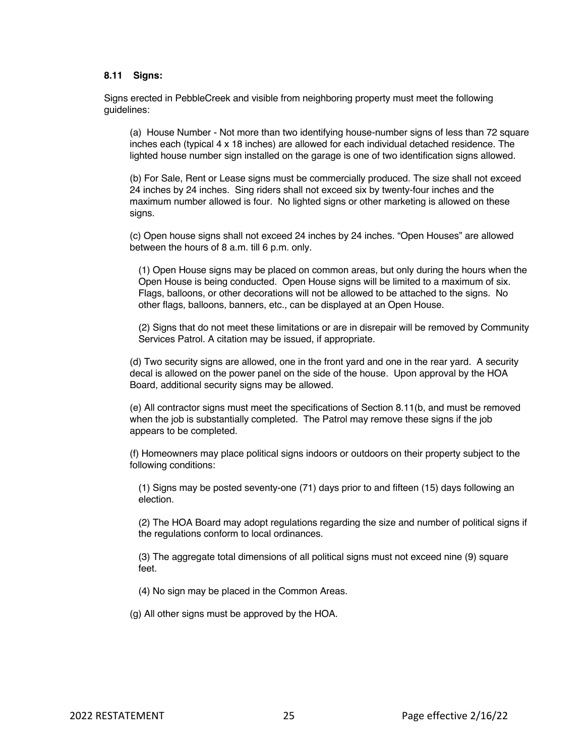### 8.11 Signs:

Signs erected in PebbleCreek and visible from neighboring property must meet the following guidelines:

(a) House Number - Not more than two identifying house-number signs of less than 72 square inches each (typical 4 x 18 inches) are allowed for each individual detached residence. The lighted house number sign installed on the garage is one of two identification signs allowed.

(b) For Sale, Rent or Lease signs must be commercially produced. The size shall not exceed 24 inches by 24 inches. Sing riders shall not exceed six by twenty-four inches and the maximum number allowed is four. No lighted signs or other marketing is allowed on these signs.

(c) Open house signs shall not exceed 24 inches by 24 inches. "Open Houses" are allowed between the hours of 8 a.m. till 6 p.m. only.

(1) Open House signs may be placed on common areas, but only during the hours when the Open House is being conducted. Open House signs will be limited to a maximum of six. Flags, balloons, or other decorations will not be allowed to be attached to the signs. No other flags, balloons, banners, etc., can be displayed at an Open House.

(2) Signs that do not meet these limitations or are in disrepair will be removed by Community Services Patrol. A citation may be issued, if appropriate.

(d) Two security signs are allowed, one in the front yard and one in the rear yard. A security decal is allowed on the power panel on the side of the house. Upon approval by the HOA Board, additional security signs may be allowed.

(e) All contractor signs must meet the specifications of Section 8.11(b, and must be removed when the job is substantially completed. The Patrol may remove these signs if the job appears to be completed.

(f) Homeowners may place political signs indoors or outdoors on their property subject to the following conditions:

(1) Signs may be posted seventy-one (71) days prior to and fifteen (15) days following an election.

(2) The HOA Board may adopt regulations regarding the size and number of political signs if the regulations conform to local ordinances.

(3) The aggregate total dimensions of all political signs must not exceed nine (9) square feet.

(4) No sign may be placed in the Common Areas.

(g) All other signs must be approved by the HOA.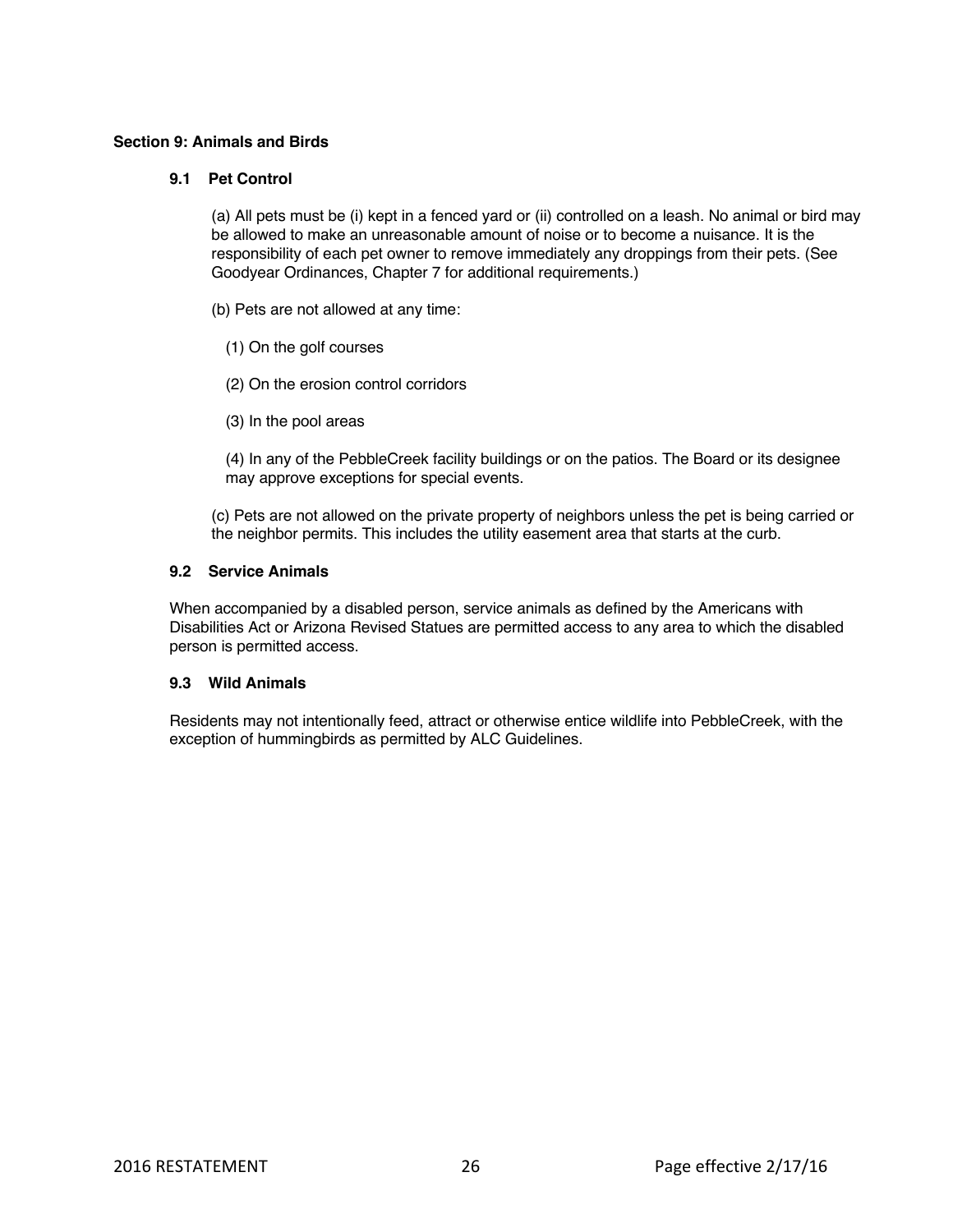## Section 9: Animals and Birds

### 9.1 Pet Control

(a) All pets must be (i) kept in a fenced yard or (ii) controlled on a leash. No animal or bird may be allowed to make an unreasonable amount of noise or to become a nuisance. It is the responsibility of each pet owner to remove immediately any droppings from their pets. (See Goodyear Ordinances, Chapter 7 for additional requirements.)

(b) Pets are not allowed at any time:

(1) On the golf courses

(2) On the erosion control corridors

(3) In the pool areas

(4) In any of the PebbleCreek facility buildings or on the patios. The Board or its designee may approve exceptions for special events.

(c) Pets are not allowed on the private property of neighbors unless the pet is being carried or the neighbor permits. This includes the utility easement area that starts at the curb.

### 9.2 Service Animals

When accompanied by a disabled person, service animals as defined by the Americans with Disabilities Act or Arizona Revised Statues are permitted access to any area to which the disabled person is permitted access.

### 9.3 Wild Animals

Residents may not intentionally feed, attract or otherwise entice wildlife into PebbleCreek, with the exception of hummingbirds as permitted by ALC Guidelines.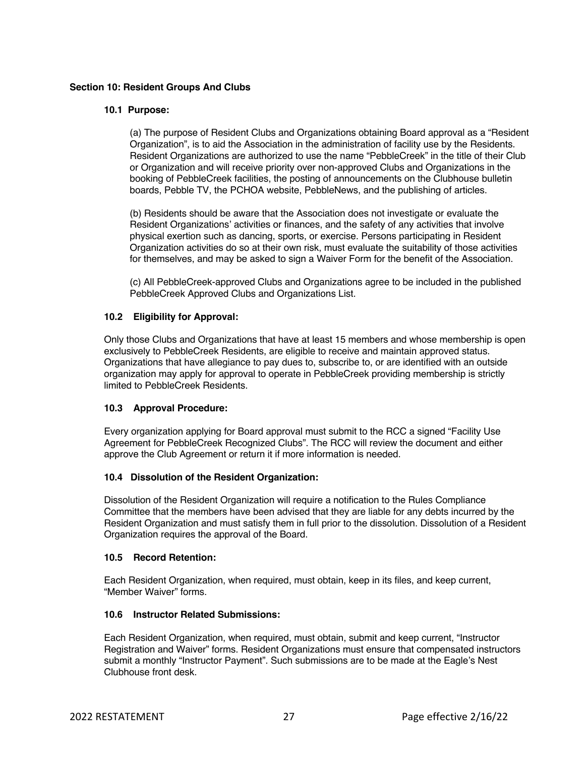## Section 10: Resident Groups And Clubs

### 10.1 Purpose:

(a) The purpose of Resident Clubs and Organizations obtaining Board approval as a "Resident Organization", is to aid the Association in the administration of facility use by the Residents. Resident Organizations are authorized to use the name "PebbleCreek" in the title of their Club or Organization and will receive priority over non-approved Clubs and Organizations in the booking of PebbleCreek facilities, the posting of announcements on the Clubhouse bulletin boards, Pebble TV, the PCHOA website, PebbleNews, and the publishing of articles.

(b) Residents should be aware that the Association does not investigate or evaluate the Resident Organizations' activities or finances, and the safety of any activities that involve physical exertion such as dancing, sports, or exercise. Persons participating in Resident Organization activities do so at their own risk, must evaluate the suitability of those activities for themselves, and may be asked to sign a Waiver Form for the benefit of the Association.

(c) All PebbleCreek-approved Clubs and Organizations agree to be included in the published PebbleCreek Approved Clubs and Organizations List.

### 10.2 Eligibility for Approval:

Only those Clubs and Organizations that have at least 15 members and whose membership is open exclusively to PebbleCreek Residents, are eligible to receive and maintain approved status. Organizations that have allegiance to pay dues to, subscribe to, or are identified with an outside organization may apply for approval to operate in PebbleCreek providing membership is strictly limited to PebbleCreek Residents.

### 10.3 Approval Procedure:

Every organization applying for Board approval must submit to the RCC a signed "Facility Use Agreement for PebbleCreek Recognized Clubs". The RCC will review the document and either approve the Club Agreement or return it if more information is needed.

### 10.4 Dissolution of the Resident Organization:

Dissolution of the Resident Organization will require a notification to the Rules Compliance Committee that the members have been advised that they are liable for any debts incurred by the Resident Organization and must satisfy them in full prior to the dissolution. Dissolution of a Resident Organization requires the approval of the Board.

### 10.5 Record Retention:

Each Resident Organization, when required, must obtain, keep in its files, and keep current, "Member Waiver" forms.

### 10.6 Instructor Related Submissions:

Each Resident Organization, when required, must obtain, submit and keep current, "Instructor Registration and Waiver" forms. Resident Organizations must ensure that compensated instructors submit a monthly "Instructor Payment". Such submissions are to be made at the Eagle's Nest Clubhouse front desk.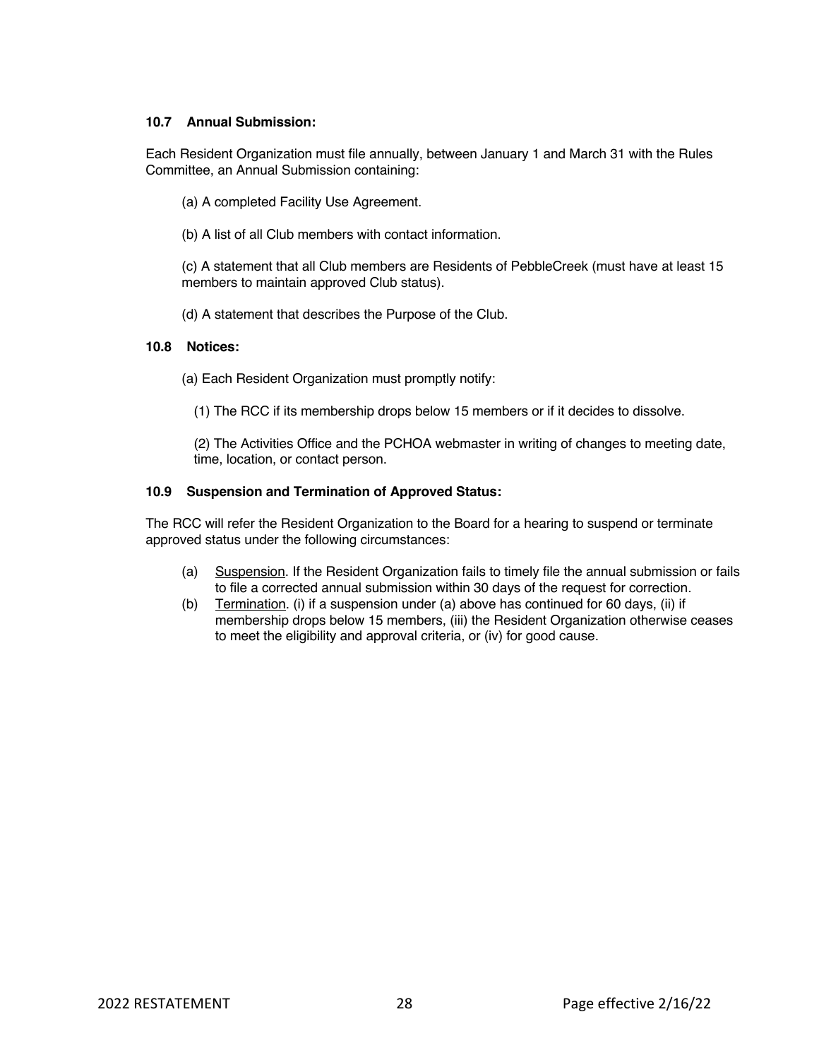### 10.7 Annual Submission:

Each Resident Organization must file annually, between January 1 and March 31 with the Rules Committee, an Annual Submission containing:

(a) A completed Facility Use Agreement.

(b) A list of all Club members with contact information.

(c) A statement that all Club members are Residents of PebbleCreek (must have at least 15 members to maintain approved Club status).

(d) A statement that describes the Purpose of the Club.

### 10.8 Notices:

(a) Each Resident Organization must promptly notify:

(1) The RCC if its membership drops below 15 members or if it decides to dissolve.

(2) The Activities Office and the PCHOA webmaster in writing of changes to meeting date, time, location, or contact person.

### 10.9 Suspension and Termination of Approved Status:

The RCC will refer the Resident Organization to the Board for a hearing to suspend or terminate approved status under the following circumstances:

(a) Suspension. If the Resident Organization fails to timely file the annual submission or fails to file a corrected annual submission within 30 days of the request for correction.

(b) Termination. (i) if a suspension under (a) above has continued for 60 days, (ii) if membership drops below 15 members, (iii) the Resident Organization otherwise ceases to meet the eligibility and approval criteria, or (iv) for good cause.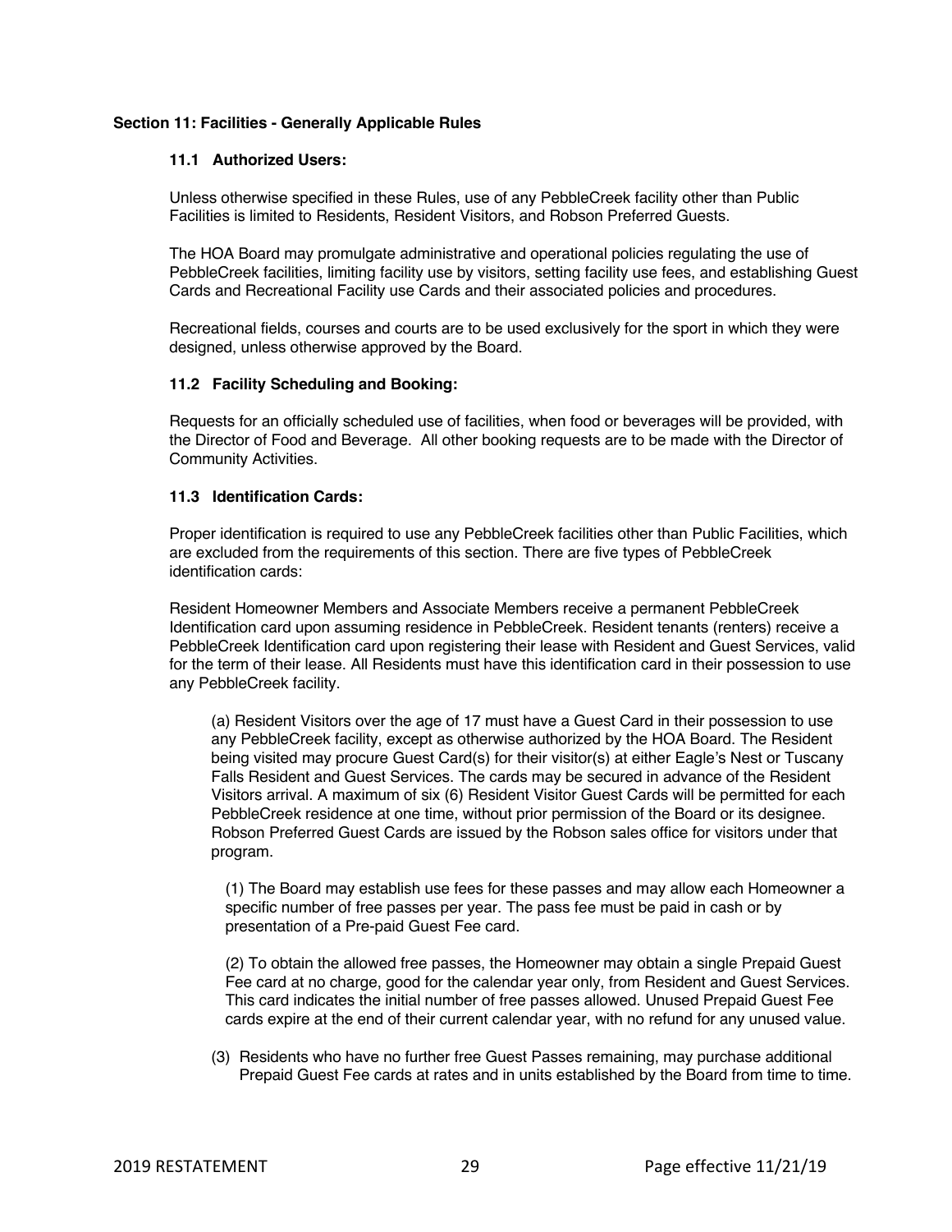### Section 11: Facilities - Generally Applicable Rules

#### 11.1 Authorized Users:

Unless otherwise specified in these Rules, use of any PebbleCreek facility other than Public Facilities is limited to Residents, Resident Visitors, and Robson Preferred Guests.

The HOA Board may promulgate administrative and operational policies regulating the use of PebbleCreek facilities, limiting facility use by visitors, setting facility use fees, and establishing Guest Cards and Recreational Facility use Cards and their associated policies and procedures.

Recreational fields, courses and courts are to be used exclusively for the sport in which they were designed, unless otherwise approved by the Board.

#### 11.2 Facility Scheduling and Booking:

Requests for an officially scheduled use of facilities, when food or beverages will be provided, with the Director of Food and Beverage. All other booking requests are to be made with the Director of Community Activities.

#### 11.3 Identification Cards:

Proper identification is required to use any PebbleCreek facilities other than Public Facilities, which are excluded from the requirements of this section. There are five types of PebbleCreek identification cards:

Resident Homeowner Members and Associate Members receive a permanent PebbleCreek Identification card upon assuming residence in PebbleCreek. Resident tenants (renters) receive a PebbleCreek Identification card upon registering their lease with Resident and Guest Services, valid for the term of their lease. All Residents must have this identification card in their possession to use any PebbleCreek facility.

(a) Resident Visitors over the age of 17 must have a Guest Card in their possession to use any PebbleCreek facility, except as otherwise authorized by the HOA Board. The Resident being visited may procure Guest Card(s) for their visitor(s) at either Eagle's Nest or Tuscany Falls Resident and Guest Services. The cards may be secured in advance of the Resident Visitors arrival. A maximum of six (6) Resident Visitor Guest Cards will be permitted for each PebbleCreek residence at one time, without prior permission of the Board or its designee. Robson Preferred Guest Cards are issued by the Robson sales office for visitors under that program.

(1) The Board may establish use fees for these passes and may allow each Homeowner a specific number of free passes per year. The pass fee must be paid in cash or by presentation of a Pre-paid Guest Fee card.

(2) To obtain the allowed free passes, the Homeowner may obtain a single Prepaid Guest Fee card at no charge, good for the calendar year only, from Resident and Guest Services. This card indicates the initial number of free passes allowed. Unused Prepaid Guest Fee cards expire at the end of their current calendar year, with no refund for any unused value.

(3) Residents who have no further free Guest Passes remaining, may purchase additional Prepaid Guest Fee cards at rates and in units established by the Board from time to time.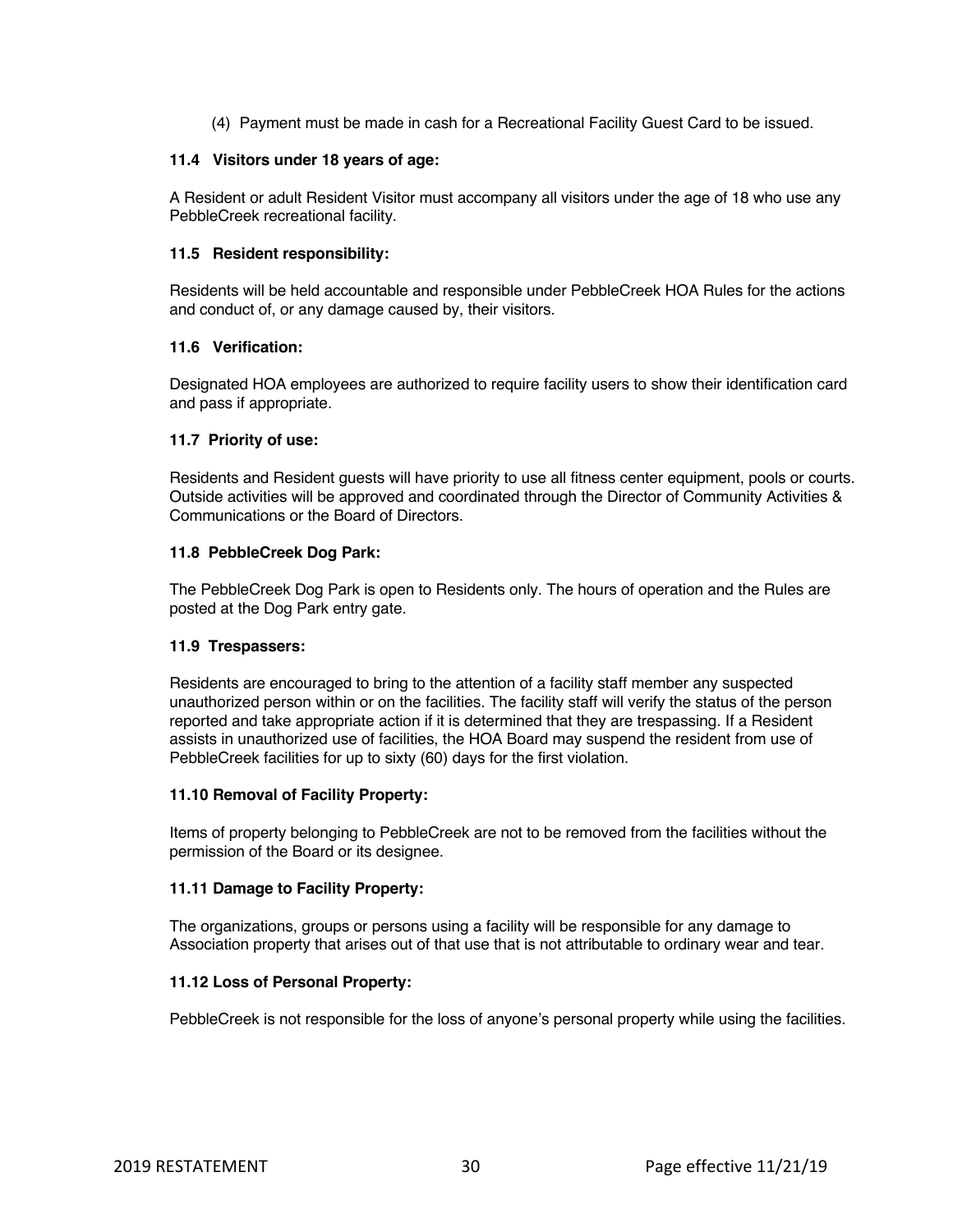(4) Payment must be made in cash for a Recreational Facility Guest Card to be issued.

**11.4 Visitors under 18 years of age:**

A Resident or adult Resident Visitor must accompany all visitors under the age of 18 who use any PebbleCreek recreational facility.

**11.5 Resident responsibility:**

Residents will be held accountable and responsible under PebbleCreek HOA Rules for the actions and conduct of, or any damage caused by, their visitors.

**11.6 Verification:**

Designated HOA employees are authorized to require facility users to show their identification card and pass if appropriate.

**11.7 Priority of use:**

Residents and Resident guests will have priority to use all fitness center equipment, pools or courts. Outside activities will be approved and coordinated through the Director of Community Activities & Communications or the Board of Directors.

**11.8 PebbleCreek Dog Park:**

The PebbleCreek Dog Park is open to Residents only. The hours of operation and the Rules are posted at the Dog Park entry gate.

**11.9 Trespassers:**

Residents are encouraged to bring to the attention of a facility staff member any suspected unauthorized person within or on the facilities. The facility staff will verify the status of the person reported and take appropriate action if it is determined that they are trespassing. If a Resident assists in unauthorized use of facilities, the HOA Board may suspend the resident from use of PebbleCreek facilities for up to sixty (60) days for the first violation.

**11.10 Removal of Facility Property:**

Items of property belonging to PebbleCreek are not to be removed from the facilities without the permission of the Board or its designee.

**11.11 Damage to Facility Property:**

The organizations, groups or persons using a facility will be responsible for any damage to Association property that arises out of that use that is not attributable to ordinary wear and tear.

**11.12 Loss of Personal Property:**

PebbleCreek is not responsible for the loss of anyone's personal property while using the facilities.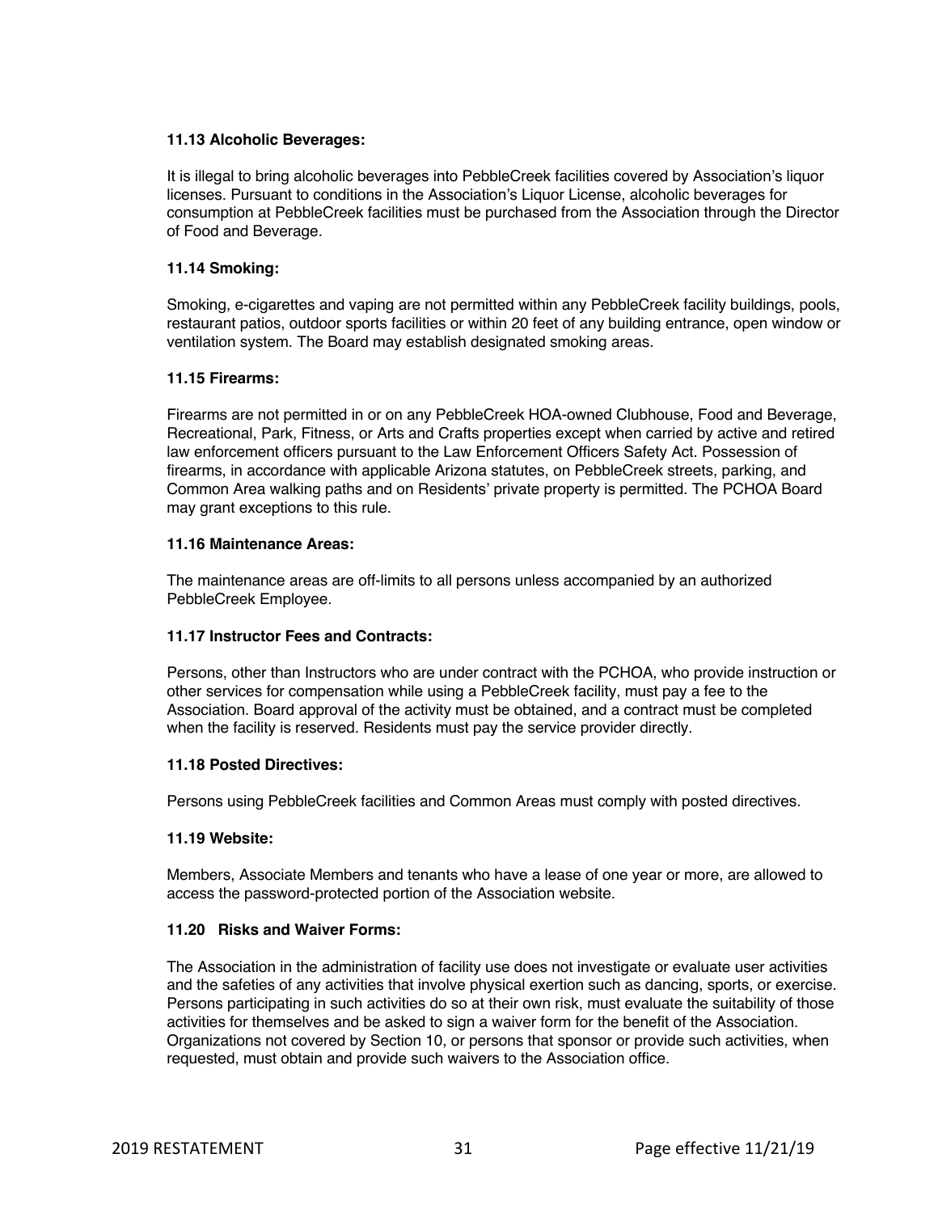**11.13 Alcoholic Beverages:**

It is illegal to bring alcoholic beverages into PebbleCreek facilities covered by Association's liquor licenses. Pursuant to conditions in the Association's Liquor License, alcoholic beverages for consumption at PebbleCreek facilities must be purchased from the Association through the Director of Food and Beverage.

**11.14 Smoking:**

Smoking, e-cigarettes and vaping are not permitted within any PebbleCreek facility buildings, pools, restaurant patios, outdoor sports facilities or within 20 feet of any building entrance, open window or ventilation system. The Board may establish designated smoking areas.

**11.15 Firearms:**

Firearms are not permitted in or on any PebbleCreek HOA-owned Clubhouse, Food and Beverage, Recreational, Park, Fitness, or Arts and Crafts properties except when carried by active and retired law enforcement officers pursuant to the Law Enforcement Officers Safety Act. Possession of firearms, in accordance with applicable Arizona statutes, on PebbleCreek streets, parking, and Common Area walking paths and on Residents' private property is permitted. The PCHOA Board may grant exceptions to this rule.

**11.16 Maintenance Areas:**

The maintenance areas are off-limits to all persons unless accompanied by an authorized PebbleCreek Employee.

**11.17 Instructor Fees and Contracts:**

Persons, other than Instructors who are under contract with the PCHOA, who provide instruction or other services for compensation while using a PebbleCreek facility, must pay a fee to the Association. Board approval of the activity must be obtained, and a contract must be completed when the facility is reserved. Residents must pay the service provider directly.

**11.18 Posted Directives:**

Persons using PebbleCreek facilities and Common Areas must comply with posted directives.

**11.19 Website:**

Members, Associate Members and tenants who have a lease of one year or more, are allowed to access the password-protected portion of the Association website.

**11.20 Risks and Waiver Forms:**

The Association in the administration of facility use does not investigate or evaluate user activities and the safeties of any activities that involve physical exertion such as dancing, sports, or exercise. Persons participating in such activities do so at their own risk, must evaluate the suitability of those activities for themselves and be asked to sign a waiver form for the benefit of the Association. Organizations not covered by Section 10, or persons that sponsor or provide such activities, when requested, must obtain and provide such waivers to the Association office.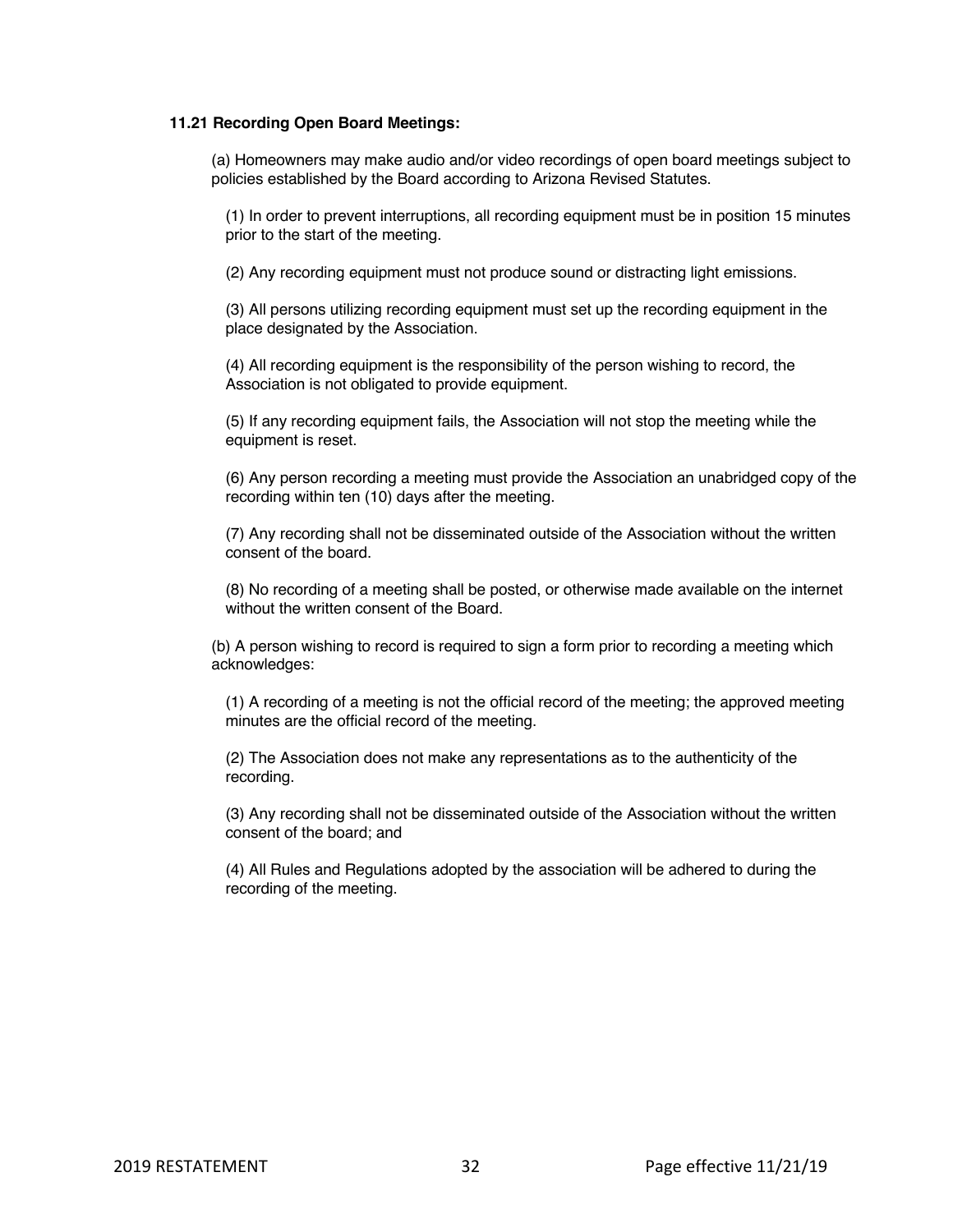**11.21 Recording Open Board Meetings:**

(a) Homeowners may make audio and/or video recordings of open board meetings subject to policies established by the Board according to Arizona Revised Statutes.

(1) In order to prevent interruptions, all recording equipment must be in position 15 minutes prior to the start of the meeting.

(2) Any recording equipment must not produce sound or distracting light emissions.

(3) All persons utilizing recording equipment must set up the recording equipment in the place designated by the Association.

(4) All recording equipment is the responsibility of the person wishing to record, the Association is not obligated to provide equipment.

(5) If any recording equipment fails, the Association will not stop the meeting while the equipment is reset.

(6) Any person recording a meeting must provide the Association an unabridged copy of the recording within ten (10) days after the meeting.

(7) Any recording shall not be disseminated outside of the Association without the written consent of the board.

(8) No recording of a meeting shall be posted, or otherwise made available on the internet without the written consent of the Board.

(b) A person wishing to record is required to sign a form prior to recording a meeting which acknowledges:

(1) A recording of a meeting is not the official record of the meeting; the approved meeting minutes are the official record of the meeting.

(2) The Association does not make any representations as to the authenticity of the recording.

(3) Any recording shall not be disseminated outside of the Association without the written consent of the board; and

(4) All Rules and Regulations adopted by the association will be adhered to during the recording of the meeting.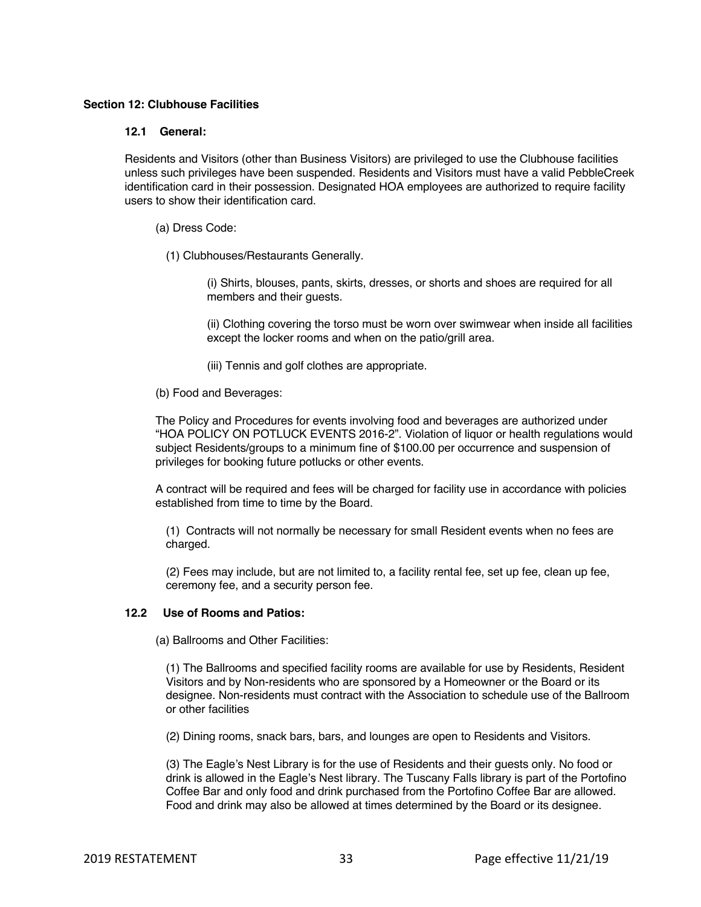### Section 12: Clubhouse Facilities

#### 12.1 General:

Residents and Visitors (other than Business Visitors) are privileged to use the Clubhouse facilities unless such privileges have been suspended. Residents and Visitors must have a valid PebbleCreek identification card in their possession. Designated HOA employees are authorized to require facility users to show their identification card.

(a) Dress Code:

(1) Clubhouses/Restaurants Generally.

(i) Shirts, blouses, pants, skirts, dresses, or shorts and shoes are required for all members and their guests.

(ii) Clothing covering the torso must be worn over swimwear when inside all facilities except the locker rooms and when on the patio/grill area.

(iii) Tennis and golf clothes are appropriate.

(b) Food and Beverages:

The Policy and Procedures for events involving food and beverages are authorized under "HOA POLICY ON POTLUCK EVENTS 2016-2". Violation of liquor or health regulations would subject Residents/groups to a minimum fine of $100.00 per occurrence and suspension of privileges for booking future potlucks or other events.

A contract will be required and fees will be charged for facility use in accordance with policies established from time to time by the Board.

(1) Contracts will not normally be necessary for small Resident events when no fees are charged.

(2) Fees may include, but are not limited to, a facility rental fee, set up fee, clean up fee, ceremony fee, and a security person fee.

#### 12.2 Use of Rooms and Patios:

(a) Ballrooms and Other Facilities:

(1) The Ballrooms and specified facility rooms are available for use by Residents, Resident Visitors and by Non-residents who are sponsored by a Homeowner or the Board or its designee. Non-residents must contract with the Association to schedule use of the Ballroom or other facilities

(2) Dining rooms, snack bars, bars, and lounges are open to Residents and Visitors.

(3) The Eagle's Nest Library is for the use of Residents and their guests only. No food or drink is allowed in the Eagle's Nest library. The Tuscany Falls library is part of the Portofino Coffee Bar and only food and drink purchased from the Portofino Coffee Bar are allowed. Food and drink may also be allowed at times determined by the Board or its designee.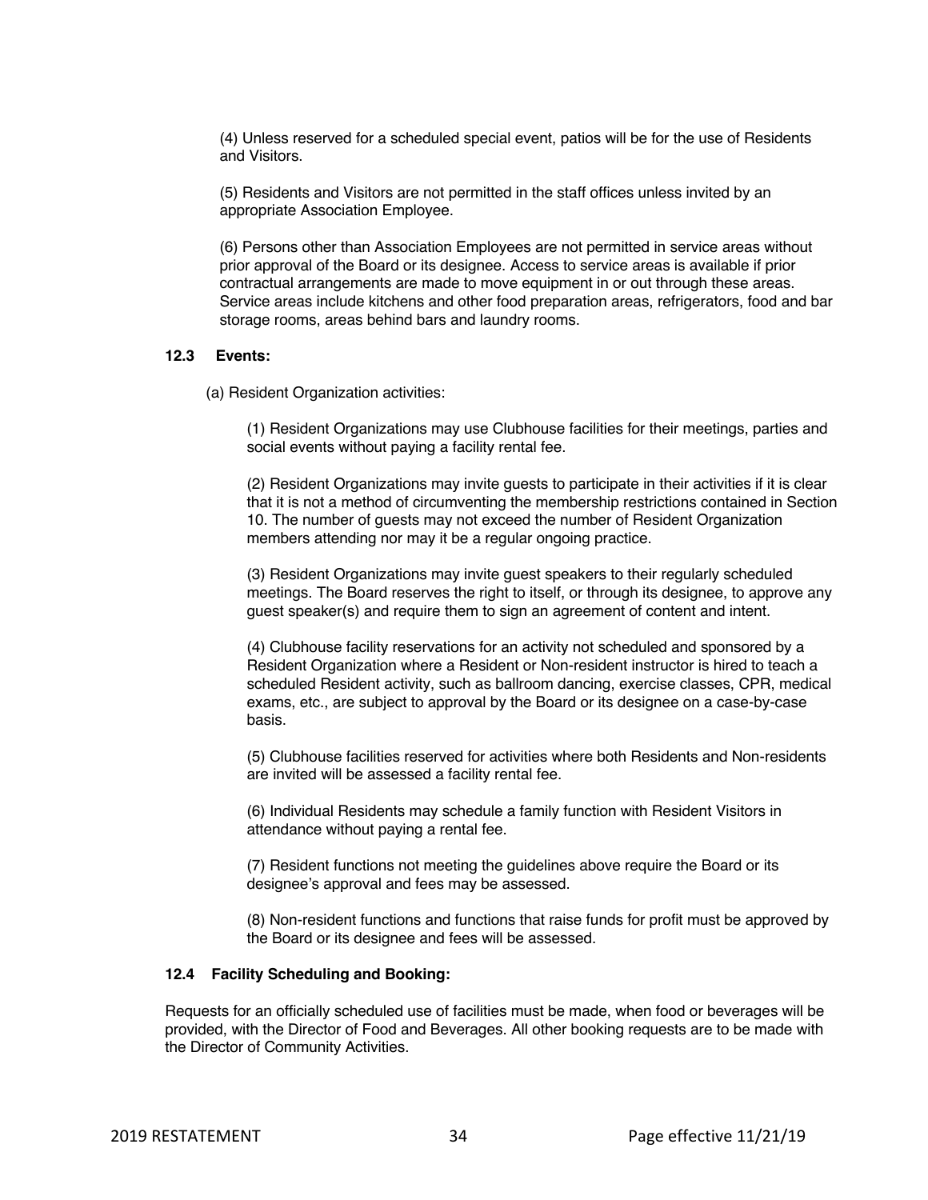(4) Unless reserved for a scheduled special event, patios will be for the use of Residents and Visitors.

(5) Residents and Visitors are not permitted in the staff offices unless invited by an appropriate Association Employee.

(6) Persons other than Association Employees are not permitted in service areas without prior approval of the Board or its designee. Access to service areas is available if prior contractual arrangements are made to move equipment in or out through these areas. Service areas include kitchens and other food preparation areas, refrigerators, food and bar storage rooms, areas behind bars and laundry rooms.

**12.3 Events:**

(a) Resident Organization activities:

(1) Resident Organizations may use Clubhouse facilities for their meetings, parties and social events without paying a facility rental fee.

(2) Resident Organizations may invite guests to participate in their activities if it is clear that it is not a method of circumventing the membership restrictions contained in Section 10. The number of guests may not exceed the number of Resident Organization members attending nor may it be a regular ongoing practice.

(3) Resident Organizations may invite guest speakers to their regularly scheduled meetings. The Board reserves the right to itself, or through its designee, to approve any guest speaker(s) and require them to sign an agreement of content and intent.

(4) Clubhouse facility reservations for an activity not scheduled and sponsored by a Resident Organization where a Resident or Non-resident instructor is hired to teach a scheduled Resident activity, such as ballroom dancing, exercise classes, CPR, medical exams, etc., are subject to approval by the Board or its designee on a case-by-case basis.

(5) Clubhouse facilities reserved for activities where both Residents and Non-residents are invited will be assessed a facility rental fee.

(6) Individual Residents may schedule a family function with Resident Visitors in attendance without paying a rental fee.

(7) Resident functions not meeting the guidelines above require the Board or its designee's approval and fees may be assessed.

(8) Non-resident functions and functions that raise funds for profit must be approved by the Board or its designee and fees will be assessed.

**12.4 Facility Scheduling and Booking:**

Requests for an officially scheduled use of facilities must be made, when food or beverages will be provided, with the Director of Food and Beverages. All other booking requests are to be made with the Director of Community Activities.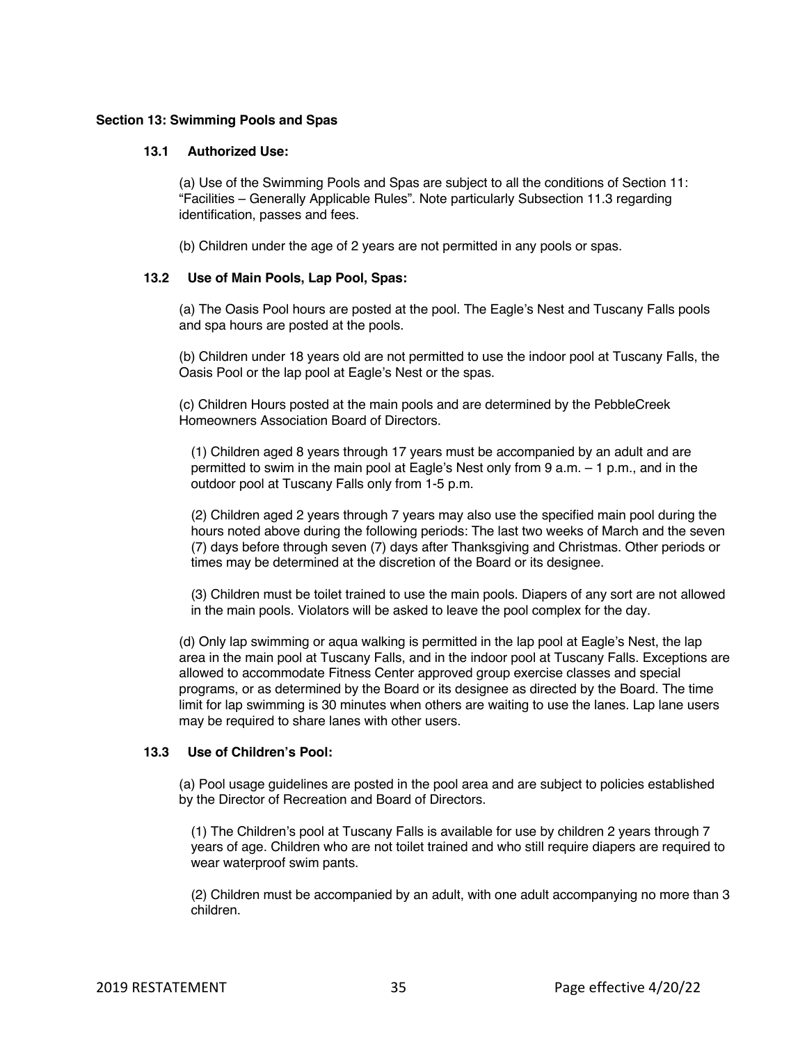## Section 13: Swimming Pools and Spas

### 13.1 Authorized Use:

(a) Use of the Swimming Pools and Spas are subject to all the conditions of Section 11: "Facilities – Generally Applicable Rules". Note particularly Subsection 11.3 regarding identification, passes and fees.

(b) Children under the age of 2 years are not permitted in any pools or spas.

### 13.2 Use of Main Pools, Lap Pool, Spas:

(a) The Oasis Pool hours are posted at the pool. The Eagle's Nest and Tuscany Falls pools and spa hours are posted at the pools.

(b) Children under 18 years old are not permitted to use the indoor pool at Tuscany Falls, the Oasis Pool or the lap pool at Eagle's Nest or the spas.

(c) Children Hours posted at the main pools and are determined by the PebbleCreek Homeowners Association Board of Directors.

(1) Children aged 8 years through 17 years must be accompanied by an adult and are permitted to swim in the main pool at Eagle's Nest only from 9 a.m. – 1 p.m., and in the outdoor pool at Tuscany Falls only from 1-5 p.m.

(2) Children aged 2 years through 7 years may also use the specified main pool during the hours noted above during the following periods: The last two weeks of March and the seven (7) days before through seven (7) days after Thanksgiving and Christmas. Other periods or times may be determined at the discretion of the Board or its designee.

(3) Children must be toilet trained to use the main pools. Diapers of any sort are not allowed in the main pools. Violators will be asked to leave the pool complex for the day.

(d) Only lap swimming or aqua walking is permitted in the lap pool at Eagle's Nest, the lap area in the main pool at Tuscany Falls, and in the indoor pool at Tuscany Falls. Exceptions are allowed to accommodate Fitness Center approved group exercise classes and special programs, or as determined by the Board or its designee as directed by the Board. The time limit for lap swimming is 30 minutes when others are waiting to use the lanes. Lap lane users may be required to share lanes with other users.

### 13.3 Use of Children's Pool:

(a) Pool usage guidelines are posted in the pool area and are subject to policies established by the Director of Recreation and Board of Directors.

(1) The Children's pool at Tuscany Falls is available for use by children 2 years through 7 years of age. Children who are not toilet trained and who still require diapers are required to wear waterproof swim pants.

(2) Children must be accompanied by an adult, with one adult accompanying no more than 3 children.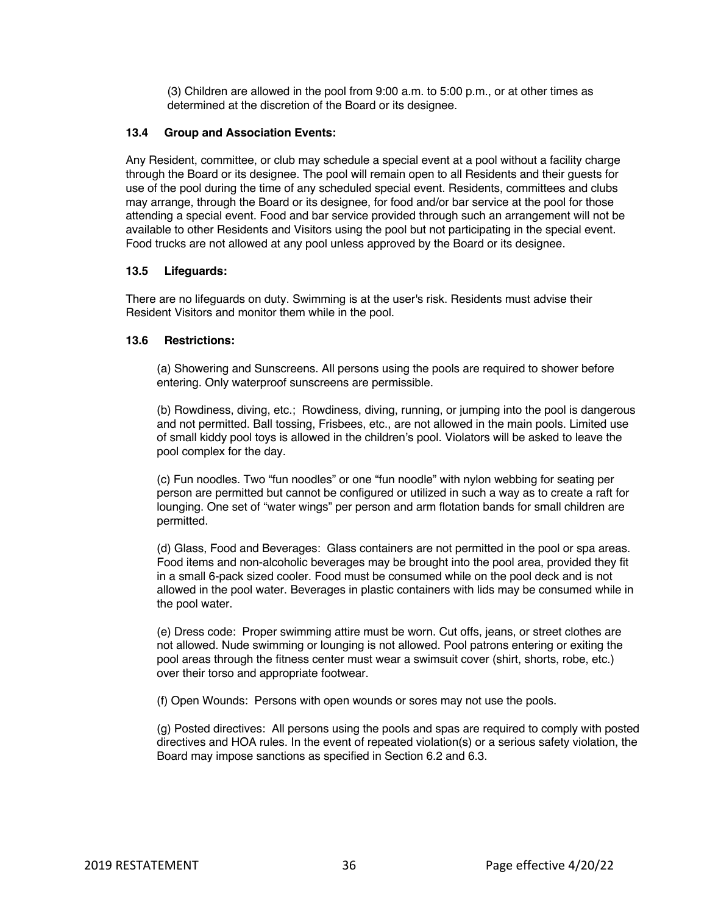(3) Children are allowed in the pool from 9:00 a.m. to 5:00 p.m., or at other times as determined at the discretion of the Board or its designee.

### 13.4 Group and Association Events:

Any Resident, committee, or club may schedule a special event at a pool without a facility charge through the Board or its designee. The pool will remain open to all Residents and their guests for use of the pool during the time of any scheduled special event. Residents, committees and clubs may arrange, through the Board or its designee, for food and/or bar service at the pool for those attending a special event. Food and bar service provided through such an arrangement will not be available to other Residents and Visitors using the pool but not participating in the special event. Food trucks are not allowed at any pool unless approved by the Board or its designee.

### 13.5 Lifeguards:

There are no lifeguards on duty. Swimming is at the user's risk. Residents must advise their Resident Visitors and monitor them while in the pool.

### 13.6 Restrictions:

(a) Showering and Sunscreens. All persons using the pools are required to shower before entering. Only waterproof sunscreens are permissible.

(b) Rowdiness, diving, etc.; Rowdiness, diving, running, or jumping into the pool is dangerous and not permitted. Ball tossing, Frisbees, etc., are not allowed in the main pools. Limited use of small kiddy pool toys is allowed in the children's pool. Violators will be asked to leave the pool complex for the day.

(c) Fun noodles. Two "fun noodles" or one "fun noodle" with nylon webbing for seating per person are permitted but cannot be configured or utilized in such a way as to create a raft for lounging. One set of "water wings" per person and arm flotation bands for small children are permitted.

(d) Glass, Food and Beverages: Glass containers are not permitted in the pool or spa areas. Food items and non-alcoholic beverages may be brought into the pool area, provided they fit in a small 6-pack sized cooler. Food must be consumed while on the pool deck and is not allowed in the pool water. Beverages in plastic containers with lids may be consumed while in the pool water.

(e) Dress code: Proper swimming attire must be worn. Cut offs, jeans, or street clothes are not allowed. Nude swimming or lounging is not allowed. Pool patrons entering or exiting the pool areas through the fitness center must wear a swimsuit cover (shirt, shorts, robe, etc.) over their torso and appropriate footwear.

(f) Open Wounds: Persons with open wounds or sores may not use the pools.

(g) Posted directives: All persons using the pools and spas are required to comply with posted directives and HOA rules. In the event of repeated violation(s) or a serious safety violation, the Board may impose sanctions as specified in Section 6.2 and 6.3.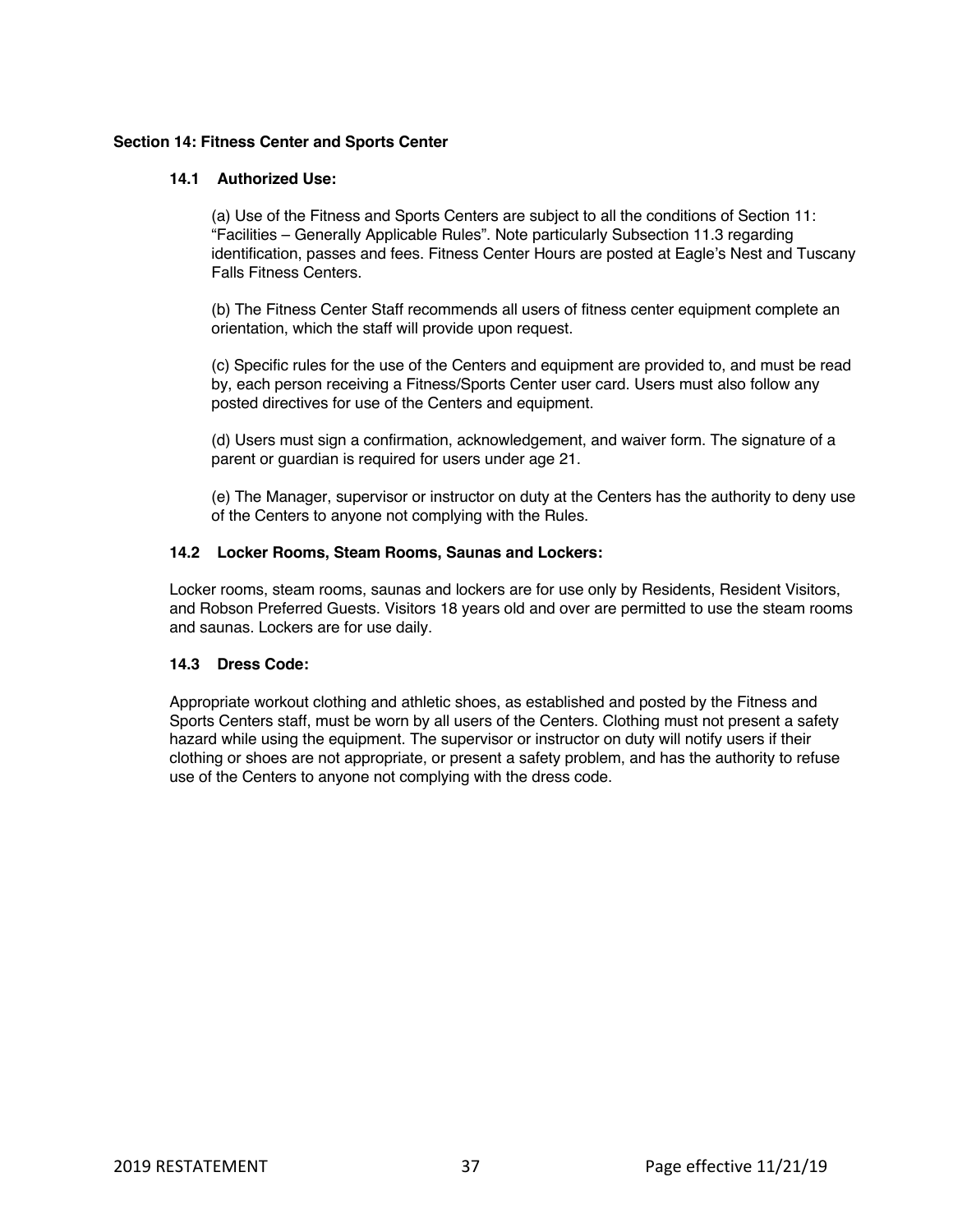**Section 14: Fitness Center and Sports Center**

**14.1 Authorized Use:**

(a) Use of the Fitness and Sports Centers are subject to all the conditions of Section 11: "Facilities – Generally Applicable Rules". Note particularly Subsection 11.3 regarding identification, passes and fees. Fitness Center Hours are posted at Eagle's Nest and Tuscany Falls Fitness Centers.

(b) The Fitness Center Staff recommends all users of fitness center equipment complete an orientation, which the staff will provide upon request.

(c) Specific rules for the use of the Centers and equipment are provided to, and must be read by, each person receiving a Fitness/Sports Center user card. Users must also follow any posted directives for use of the Centers and equipment.

(d) Users must sign a confirmation, acknowledgement, and waiver form. The signature of a parent or guardian is required for users under age 21.

(e) The Manager, supervisor or instructor on duty at the Centers has the authority to deny use of the Centers to anyone not complying with the Rules.

**14.2 Locker Rooms, Steam Rooms, Saunas and Lockers:**

Locker rooms, steam rooms, saunas and lockers are for use only by Residents, Resident Visitors, and Robson Preferred Guests. Visitors 18 years old and over are permitted to use the steam rooms and saunas. Lockers are for use daily.

**14.3 Dress Code:**

Appropriate workout clothing and athletic shoes, as established and posted by the Fitness and Sports Centers staff, must be worn by all users of the Centers. Clothing must not present a safety hazard while using the equipment. The supervisor or instructor on duty will notify users if their clothing or shoes are not appropriate, or present a safety problem, and has the authority to refuse use of the Centers to anyone not complying with the dress code.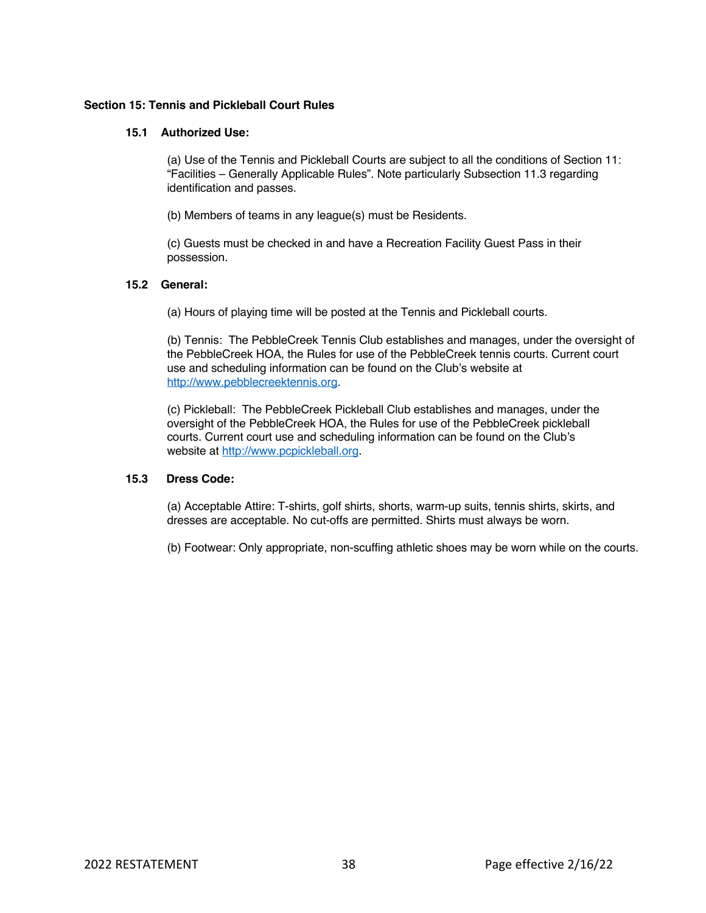## Section 15: Tennis and Pickleball Court Rules

### 15.1 Authorized Use:

(a) Use of the Tennis and Pickleball Courts are subject to all the conditions of Section 11: "Facilities – Generally Applicable Rules". Note particularly Subsection 11.3 regarding identification and passes.

(b) Members of teams in any league(s) must be Residents.

(c) Guests must be checked in and have a Recreation Facility Guest Pass in their possession.

### 15.2 General:

(a) Hours of playing time will be posted at the Tennis and Pickleball courts.

(b) Tennis: The PebbleCreek Tennis Club establishes and manages, under the oversight of the PebbleCreek HOA, the Rules for use of the PebbleCreek tennis courts. Current court use and scheduling information can be found on the Club's website at [http://www.pebblecreektennis.org](http://www.pebblecreektennis.org).

(c) Pickleball: The PebbleCreek Pickleball Club establishes and manages, under the oversight of the PebbleCreek HOA, the Rules for use of the PebbleCreek pickleball courts. Current court use and scheduling information can be found on the Club's website at [http://www.pcpickleball.org](http://www.pcpickleball.org).

### 15.3 Dress Code:

(a) Acceptable Attire: T-shirts, golf shirts, shorts, warm-up suits, tennis shirts, skirts, and dresses are acceptable. No cut-offs are permitted. Shirts must always be worn.

(b) Footwear: Only appropriate, non-scuffing athletic shoes may be worn while on the courts.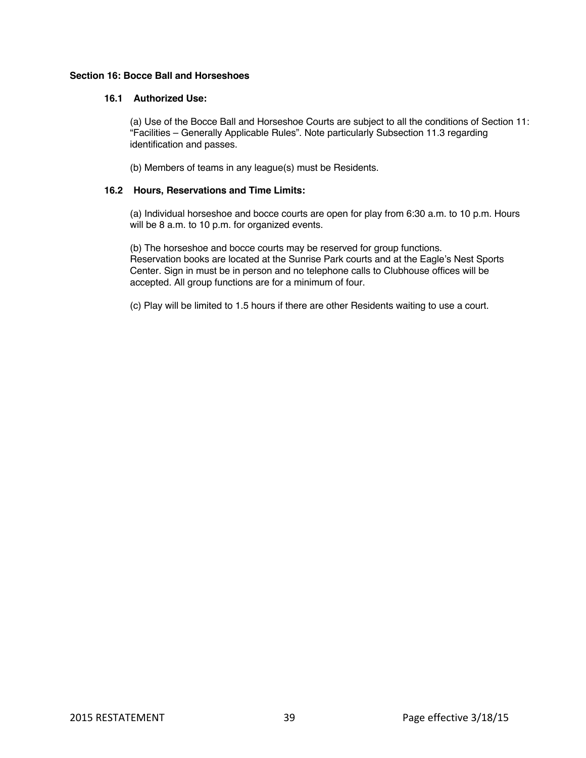## Section 16: Bocce Ball and Horseshoes

### 16.1 Authorized Use:

(a) Use of the Bocce Ball and Horseshoe Courts are subject to all the conditions of Section 11: "Facilities – Generally Applicable Rules". Note particularly Subsection 11.3 regarding identification and passes.

(b) Members of teams in any league(s) must be Residents.

### 16.2 Hours, Reservations and Time Limits:

(a) Individual horseshoe and bocce courts are open for play from 6:30 a.m. to 10 p.m. Hours will be 8 a.m. to 10 p.m. for organized events.

(b) The horseshoe and bocce courts may be reserved for group functions. Reservation books are located at the Sunrise Park courts and at the Eagle's Nest Sports Center. Sign in must be in person and no telephone calls to Clubhouse offices will be accepted. All group functions are for a minimum of four.

(c) Play will be limited to 1.5 hours if there are other Residents waiting to use a court.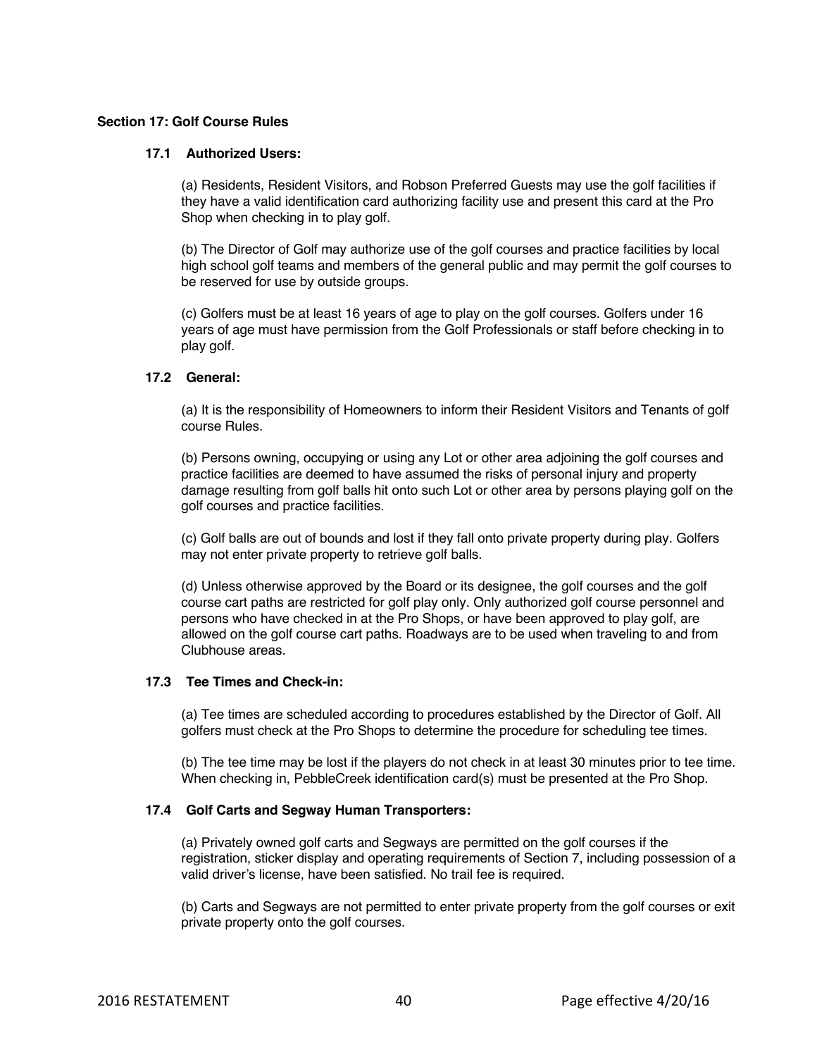## Section 17: Golf Course Rules

### 17.1 Authorized Users:

(a) Residents, Resident Visitors, and Robson Preferred Guests may use the golf facilities if they have a valid identification card authorizing facility use and present this card at the Pro Shop when checking in to play golf.

(b) The Director of Golf may authorize use of the golf courses and practice facilities by local high school golf teams and members of the general public and may permit the golf courses to be reserved for use by outside groups.

(c) Golfers must be at least 16 years of age to play on the golf courses. Golfers under 16 years of age must have permission from the Golf Professionals or staff before checking in to play golf.

### 17.2 General:

(a) It is the responsibility of Homeowners to inform their Resident Visitors and Tenants of golf course Rules.

(b) Persons owning, occupying or using any Lot or other area adjoining the golf courses and practice facilities are deemed to have assumed the risks of personal injury and property damage resulting from golf balls hit onto such Lot or other area by persons playing golf on the golf courses and practice facilities.

(c) Golf balls are out of bounds and lost if they fall onto private property during play. Golfers may not enter private property to retrieve golf balls.

(d) Unless otherwise approved by the Board or its designee, the golf courses and the golf course cart paths are restricted for golf play only. Only authorized golf course personnel and persons who have checked in at the Pro Shops, or have been approved to play golf, are allowed on the golf course cart paths. Roadways are to be used when traveling to and from Clubhouse areas.

### 17.3 Tee Times and Check-in:

(a) Tee times are scheduled according to procedures established by the Director of Golf. All golfers must check at the Pro Shops to determine the procedure for scheduling tee times.

(b) The tee time may be lost if the players do not check in at least 30 minutes prior to tee time. When checking in, PebbleCreek identification card(s) must be presented at the Pro Shop.

### 17.4 Golf Carts and Segway Human Transporters:

(a) Privately owned golf carts and Segways are permitted on the golf courses if the registration, sticker display and operating requirements of Section 7, including possession of a valid driver's license, have been satisfied. No trail fee is required.

(b) Carts and Segways are not permitted to enter private property from the golf courses or exit private property onto the golf courses.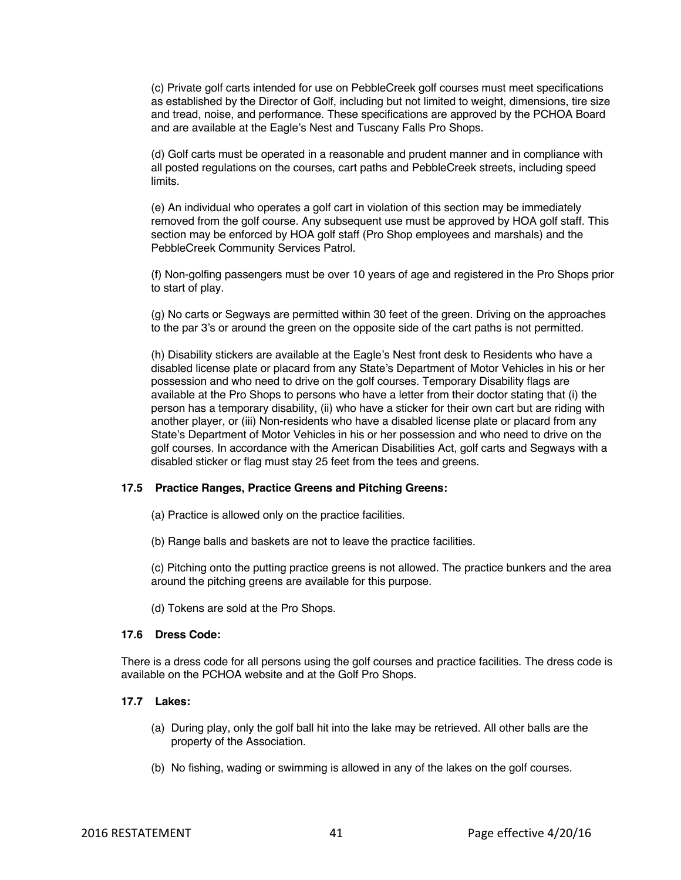(c) Private golf carts intended for use on PebbleCreek golf courses must meet specifications as established by the Director of Golf, including but not limited to weight, dimensions, tire size and tread, noise, and performance. These specifications are approved by the PCHOA Board and are available at the Eagle's Nest and Tuscany Falls Pro Shops.

(d) Golf carts must be operated in a reasonable and prudent manner and in compliance with all posted regulations on the courses, cart paths and PebbleCreek streets, including speed limits.

(e) An individual who operates a golf cart in violation of this section may be immediately removed from the golf course. Any subsequent use must be approved by HOA golf staff. This section may be enforced by HOA golf staff (Pro Shop employees and marshals) and the PebbleCreek Community Services Patrol.

(f) Non-golfing passengers must be over 10 years of age and registered in the Pro Shops prior to start of play.

(g) No carts or Segways are permitted within 30 feet of the green. Driving on the approaches to the par 3's or around the green on the opposite side of the cart paths is not permitted.

(h) Disability stickers are available at the Eagle's Nest front desk to Residents who have a disabled license plate or placard from any State's Department of Motor Vehicles in his or her possession and who need to drive on the golf courses. Temporary Disability flags are available at the Pro Shops to persons who have a letter from their doctor stating that (i) the person has a temporary disability, (ii) who have a sticker for their own cart but are riding with another player, or (iii) Non-residents who have a disabled license plate or placard from any State's Department of Motor Vehicles in his or her possession and who need to drive on the golf courses. In accordance with the American Disabilities Act, golf carts and Segways with a disabled sticker or flag must stay 25 feet from the tees and greens.

**17.5 Practice Ranges, Practice Greens and Pitching Greens:**

(a) Practice is allowed only on the practice facilities.

(b) Range balls and baskets are not to leave the practice facilities.

(c) Pitching onto the putting practice greens is not allowed. The practice bunkers and the area around the pitching greens are available for this purpose.

(d) Tokens are sold at the Pro Shops.

**17.6 Dress Code:**

There is a dress code for all persons using the golf courses and practice facilities. The dress code is available on the PCHOA website and at the Golf Pro Shops.

**17.7 Lakes:**

(a) During play, only the golf ball hit into the lake may be retrieved. All other balls are the property of the Association.

(b) No fishing, wading or swimming is allowed in any of the lakes on the golf courses.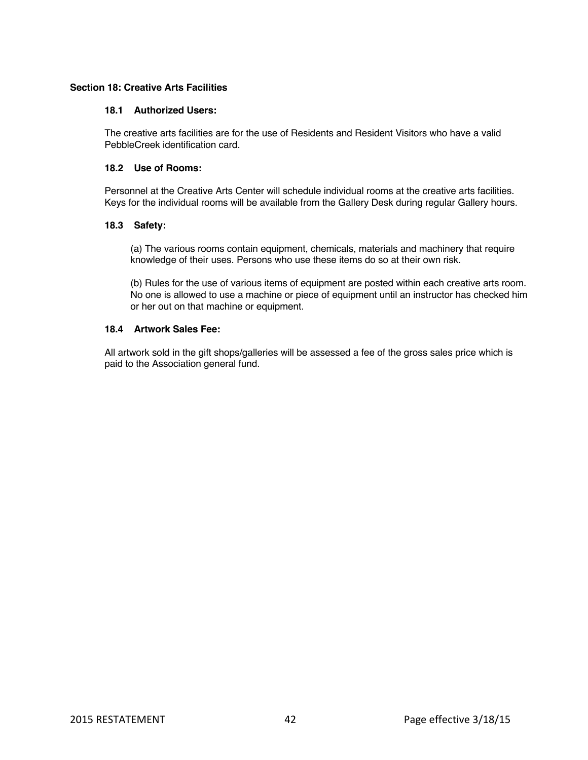## Section 18: Creative Arts Facilities

### 18.1 Authorized Users:

The creative arts facilities are for the use of Residents and Resident Visitors who have a valid PebbleCreek identification card.

### 18.2 Use of Rooms:

Personnel at the Creative Arts Center will schedule individual rooms at the creative arts facilities. Keys for the individual rooms will be available from the Gallery Desk during regular Gallery hours.

### 18.3 Safety:

(a) The various rooms contain equipment, chemicals, materials and machinery that require knowledge of their uses. Persons who use these items do so at their own risk.

(b) Rules for the use of various items of equipment are posted within each creative arts room. No one is allowed to use a machine or piece of equipment until an instructor has checked him or her out on that machine or equipment.

### 18.4 Artwork Sales Fee:

All artwork sold in the gift shops/galleries will be assessed a fee of the gross sales price which is paid to the Association general fund.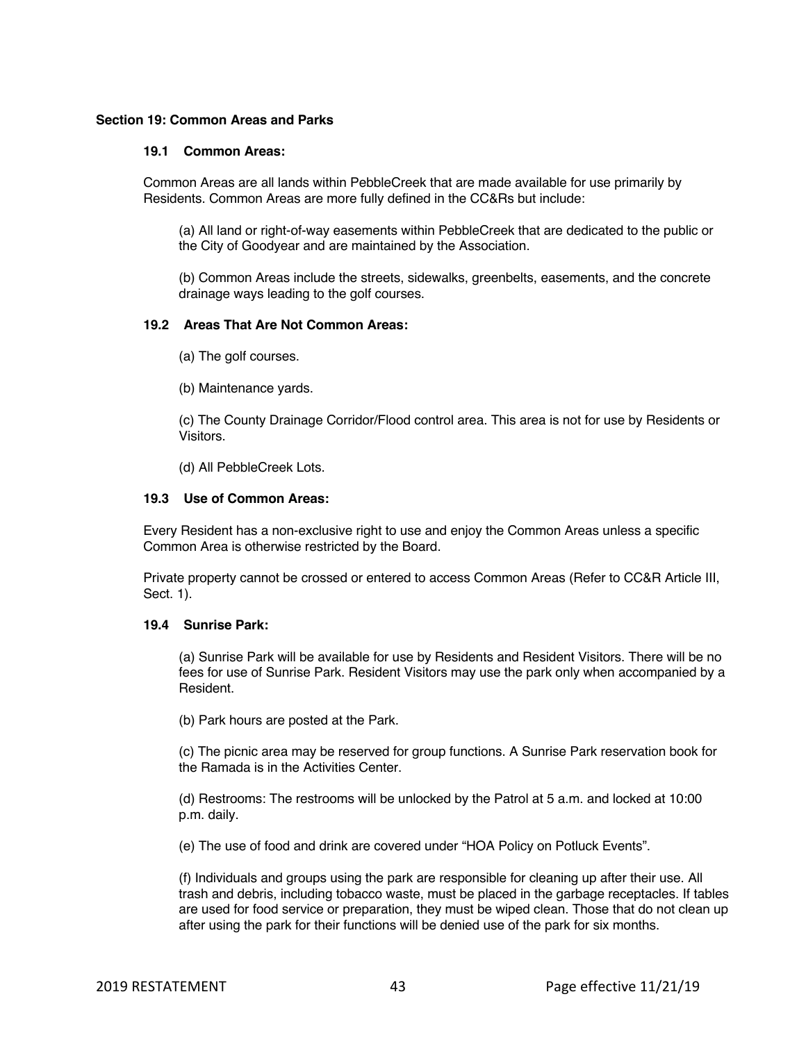## Section 19: Common Areas and Parks

### 19.1 Common Areas:

Common Areas are all lands within PebbleCreek that are made available for use primarily by Residents. Common Areas are more fully defined in the CC&Rs but include:

(a) All land or right-of-way easements within PebbleCreek that are dedicated to the public or the City of Goodyear and are maintained by the Association.

(b) Common Areas include the streets, sidewalks, greenbelts, easements, and the concrete drainage ways leading to the golf courses.

### 19.2 Areas That Are Not Common Areas:

(a) The golf courses.

(b) Maintenance yards.

(c) The County Drainage Corridor/Flood control area. This area is not for use by Residents or Visitors.

(d) All PebbleCreek Lots.

### 19.3 Use of Common Areas:

Every Resident has a non-exclusive right to use and enjoy the Common Areas unless a specific Common Area is otherwise restricted by the Board.

Private property cannot be crossed or entered to access Common Areas (Refer to CC&R Article III, Sect. 1).

### 19.4 Sunrise Park:

(a) Sunrise Park will be available for use by Residents and Resident Visitors. There will be no fees for use of Sunrise Park. Resident Visitors may use the park only when accompanied by a Resident.

(b) Park hours are posted at the Park.

(c) The picnic area may be reserved for group functions. A Sunrise Park reservation book for the Ramada is in the Activities Center.

(d) Restrooms: The restrooms will be unlocked by the Patrol at 5 a.m. and locked at 10:00 p.m. daily.

(e) The use of food and drink are covered under "HOA Policy on Potluck Events".

(f) Individuals and groups using the park are responsible for cleaning up after their use. All trash and debris, including tobacco waste, must be placed in the garbage receptacles. If tables are used for food service or preparation, they must be wiped clean. Those that do not clean up after using the park for their functions will be denied use of the park for six months.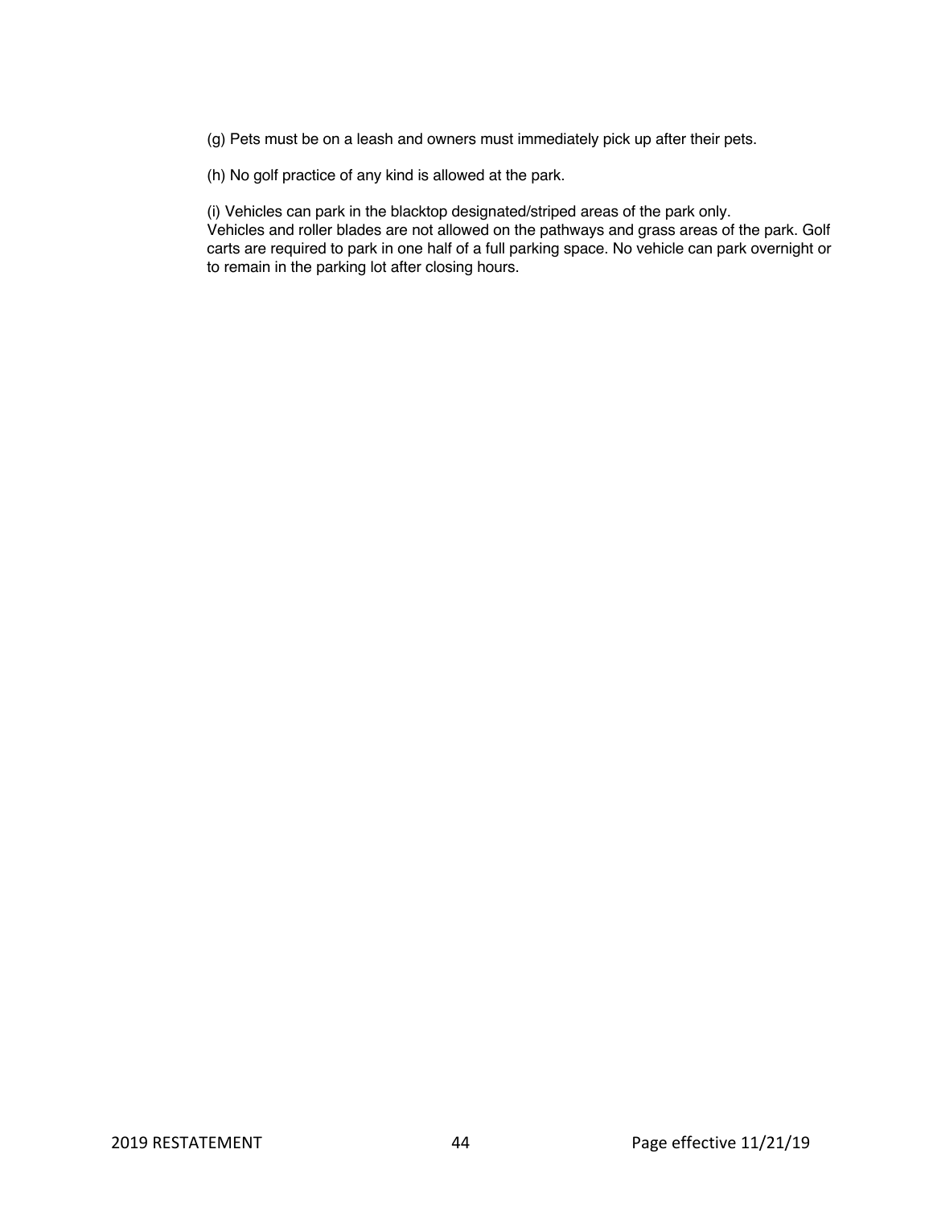(g) Pets must be on a leash and owners must immediately pick up after their pets.

(h) No golf practice of any kind is allowed at the park.

(i) Vehicles can park in the blacktop designated/striped areas of the park only.
Vehicles and roller blades are not allowed on the pathways and grass areas of the park. Golf carts are required to park in one half of a full parking space. No vehicle can park overnight or to remain in the parking lot after closing hours.